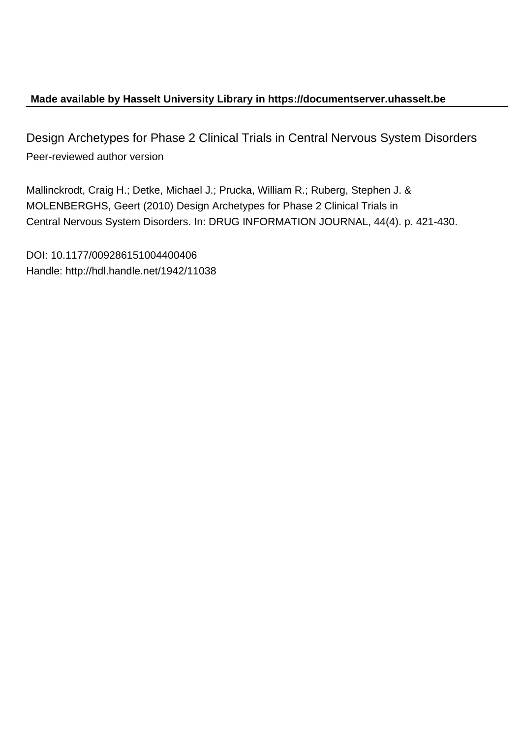**Made available by Hasselt University Library in https://documentserver.uhasselt.be**

Design Archetypes for Phase 2 Clinical Trials in Central Nervous System Disorders

Peer-reviewed author version

Mallinckrodt, Craig H.; Detke, Michael J.; Prucka, William R.; Ruberg, Stephen J. & MOLENBERGHS, Geert (2010) Design Archetypes for Phase 2 Clinical Trials in Central Nervous System Disorders. In: DRUG INFORMATION JOURNAL, 44(4). p. 421-430.

DOI: 10.1177/009286151004400406

Handle: http://hdl.handle.net/1942/11038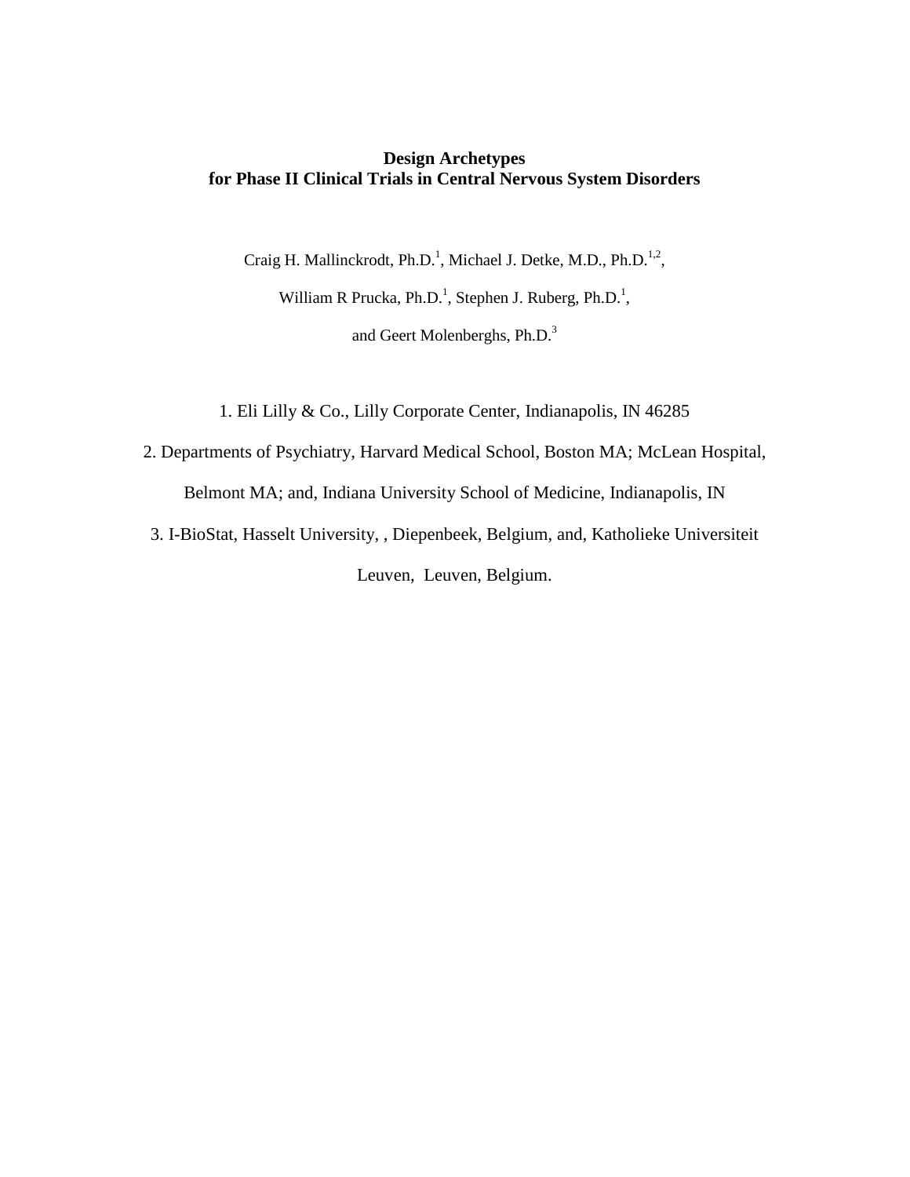**Design Archetypes**
**for Phase II Clinical Trials in Central Nervous System Disorders**

Craig H. Mallinckrodt, Ph.D.[1], Michael J. Detke, M.D., Ph.D.[1,2],

William R Prucka, Ph.D.[1], Stephen J. Ruberg, Ph.D.[1],

and Geert Molenberghs, Ph.D.[3]

1. Eli Lilly & Co., Lilly Corporate Center, Indianapolis, IN 46285

2. Departments of Psychiatry, Harvard Medical School, Boston MA; McLean Hospital, Belmont MA; and, Indiana University School of Medicine, Indianapolis, IN

3. I-BioStat, Hasselt University, , Diepenbeek, Belgium, and, Katholieke Universiteit Leuven, Leuven, Belgium.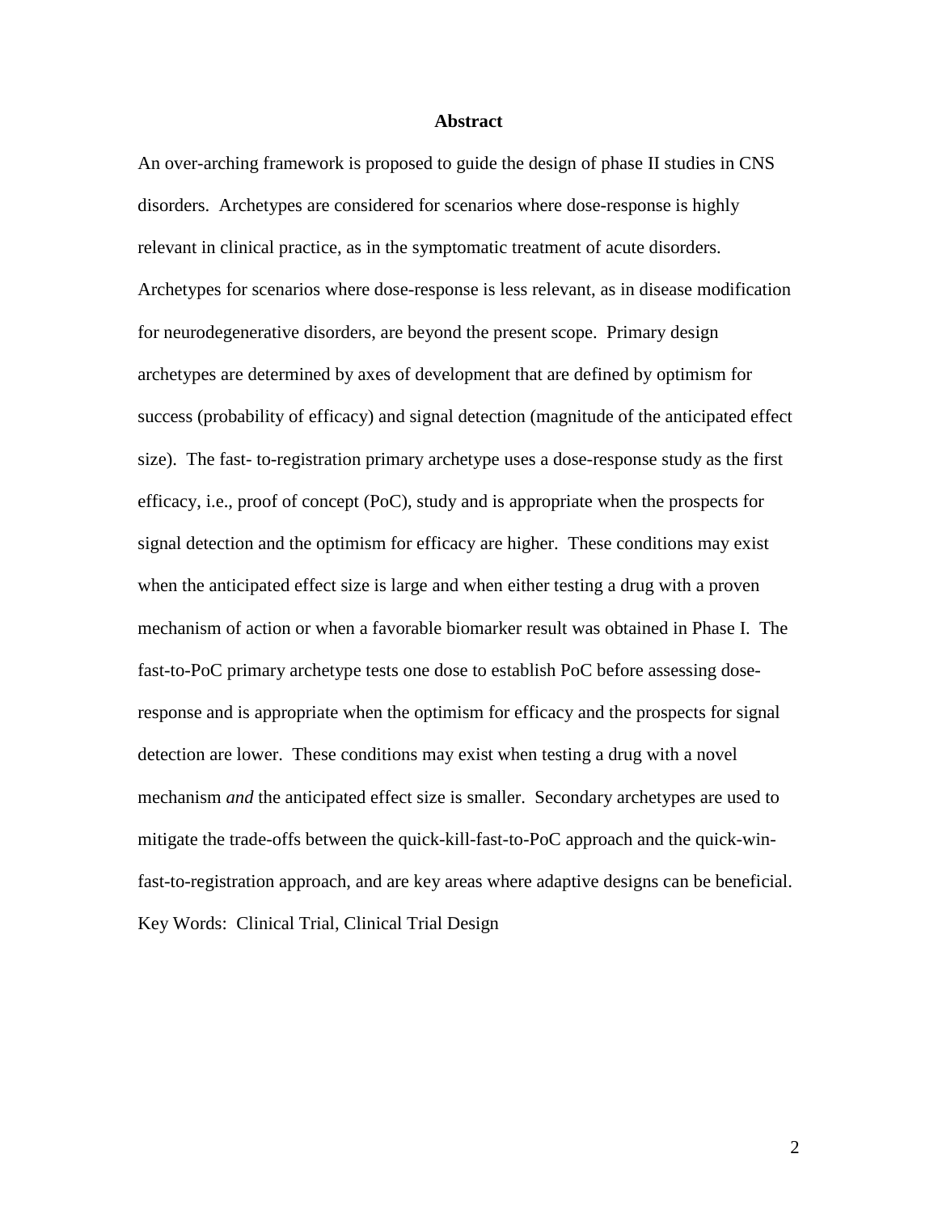# Abstract

An over-arching framework is proposed to guide the design of phase II studies in CNS disorders. Archetypes are considered for scenarios where dose-response is highly relevant in clinical practice, as in the symptomatic treatment of acute disorders. Archetypes for scenarios where dose-response is less relevant, as in disease modification for neurodegenerative disorders, are beyond the present scope. Primary design archetypes are determined by axes of development that are defined by optimism for success (probability of efficacy) and signal detection (magnitude of the anticipated effect size). The fast- to-registration primary archetype uses a dose-response study as the first efficacy, i.e., proof of concept (PoC), study and is appropriate when the prospects for signal detection and the optimism for efficacy are higher. These conditions may exist when the anticipated effect size is large and when either testing a drug with a proven mechanism of action or when a favorable biomarker result was obtained in Phase I. The fast-to-PoC primary archetype tests one dose to establish PoC before assessing dose-response and is appropriate when the optimism for efficacy and the prospects for signal detection are lower. These conditions may exist when testing a drug with a novel mechanism *and* the anticipated effect size is smaller. Secondary archetypes are used to mitigate the trade-offs between the quick-kill-fast-to-PoC approach and the quick-win-fast-to-registration approach, and are key areas where adaptive designs can be beneficial.

Key Words: Clinical Trial, Clinical Trial Design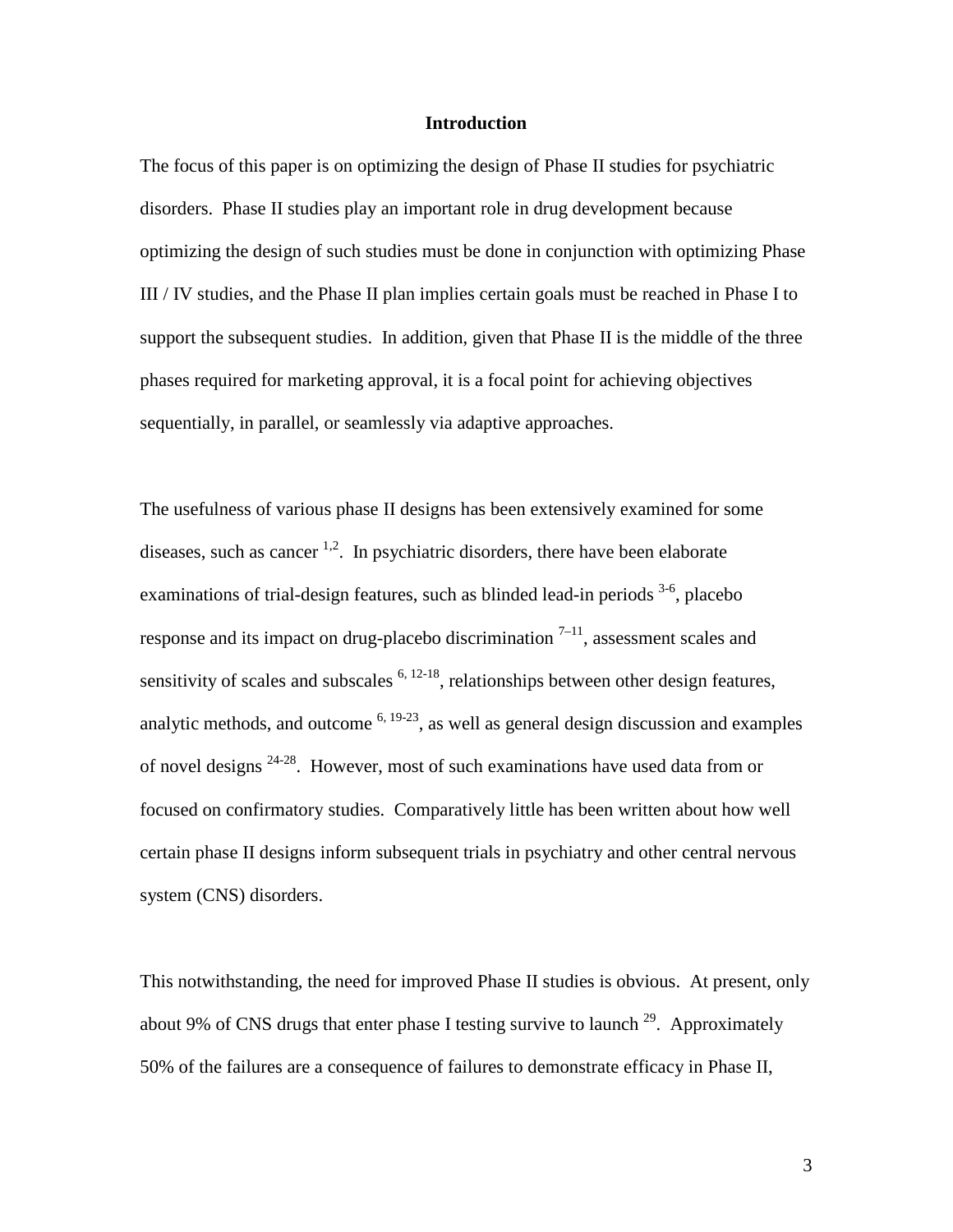## Introduction

The focus of this paper is on optimizing the design of Phase II studies for psychiatric disorders. Phase II studies play an important role in drug development because optimizing the design of such studies must be done in conjunction with optimizing Phase III / IV studies, and the Phase II plan implies certain goals must be reached in Phase I to support the subsequent studies. In addition, given that Phase II is the middle of the three phases required for marketing approval, it is a focal point for achieving objectives sequentially, in parallel, or seamlessly via adaptive approaches.

The usefulness of various phase II designs has been extensively examined for some diseases, such as cancer [1,2]. In psychiatric disorders, there have been elaborate examinations of trial-design features, such as blinded lead-in periods [3-6], placebo response and its impact on drug-placebo discrimination [7–11], assessment scales and sensitivity of scales and subscales [6, 12-18], relationships between other design features, analytic methods, and outcome [6, 19-23], as well as general design discussion and examples of novel designs [24-28]. However, most of such examinations have used data from or focused on confirmatory studies. Comparatively little has been written about how well certain phase II designs inform subsequent trials in psychiatry and other central nervous system (CNS) disorders.

This notwithstanding, the need for improved Phase II studies is obvious. At present, only about 9% of CNS drugs that enter phase I testing survive to launch [29]. Approximately 50% of the failures are a consequence of failures to demonstrate efficacy in Phase II,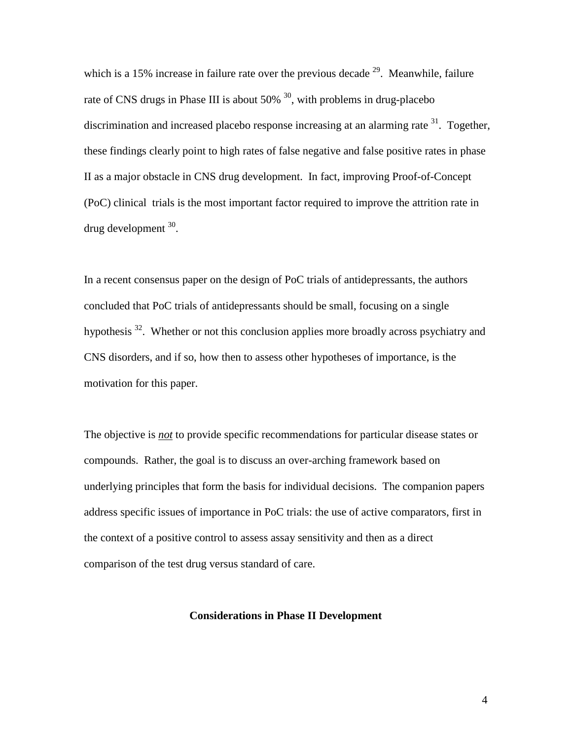which is a 15% increase in failure rate over the previous decade [29]. Meanwhile, failure rate of CNS drugs in Phase III is about 50% [30], with problems in drug-placebo discrimination and increased placebo response increasing at an alarming rate [31]. Together, these findings clearly point to high rates of false negative and false positive rates in phase II as a major obstacle in CNS drug development. In fact, improving Proof-of-Concept (PoC) clinical trials is the most important factor required to improve the attrition rate in drug development [30].

In a recent consensus paper on the design of PoC trials of antidepressants, the authors concluded that PoC trials of antidepressants should be small, focusing on a single hypothesis [32]. Whether or not this conclusion applies more broadly across psychiatry and CNS disorders, and if so, how then to assess other hypotheses of importance, is the motivation for this paper.

The objective is ***not*** to provide specific recommendations for particular disease states or compounds. Rather, the goal is to discuss an over-arching framework based on underlying principles that form the basis for individual decisions. The companion papers address specific issues of importance in PoC trials: the use of active comparators, first in the context of a positive control to assess assay sensitivity and then as a direct comparison of the test drug versus standard of care.

## Considerations in Phase II Development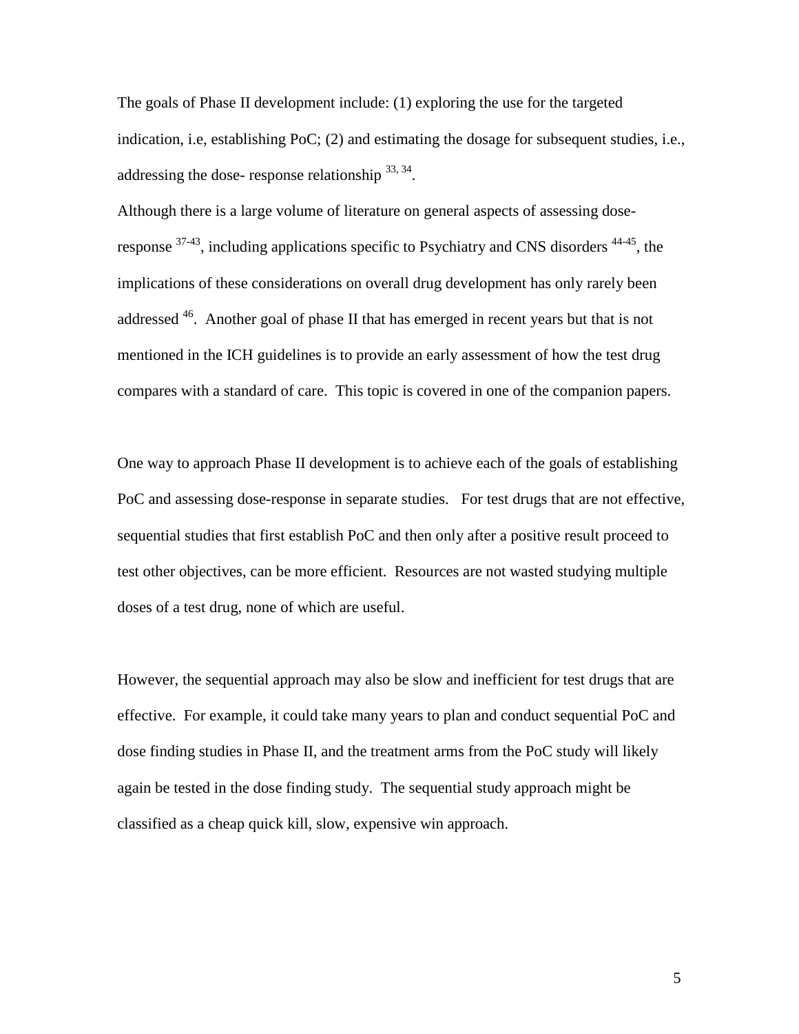The goals of Phase II development include: (1) exploring the use for the targeted indication, i.e, establishing PoC; (2) and estimating the dosage for subsequent studies, i.e., addressing the dose- response relationship [33, 34].

Although there is a large volume of literature on general aspects of assessing dose-response [37-43], including applications specific to Psychiatry and CNS disorders [44-45], the implications of these considerations on overall drug development has only rarely been addressed [46]. Another goal of phase II that has emerged in recent years but that is not mentioned in the ICH guidelines is to provide an early assessment of how the test drug compares with a standard of care. This topic is covered in one of the companion papers.

One way to approach Phase II development is to achieve each of the goals of establishing PoC and assessing dose-response in separate studies. For test drugs that are not effective, sequential studies that first establish PoC and then only after a positive result proceed to test other objectives, can be more efficient. Resources are not wasted studying multiple doses of a test drug, none of which are useful.

However, the sequential approach may also be slow and inefficient for test drugs that are effective. For example, it could take many years to plan and conduct sequential PoC and dose finding studies in Phase II, and the treatment arms from the PoC study will likely again be tested in the dose finding study. The sequential study approach might be classified as a cheap quick kill, slow, expensive win approach.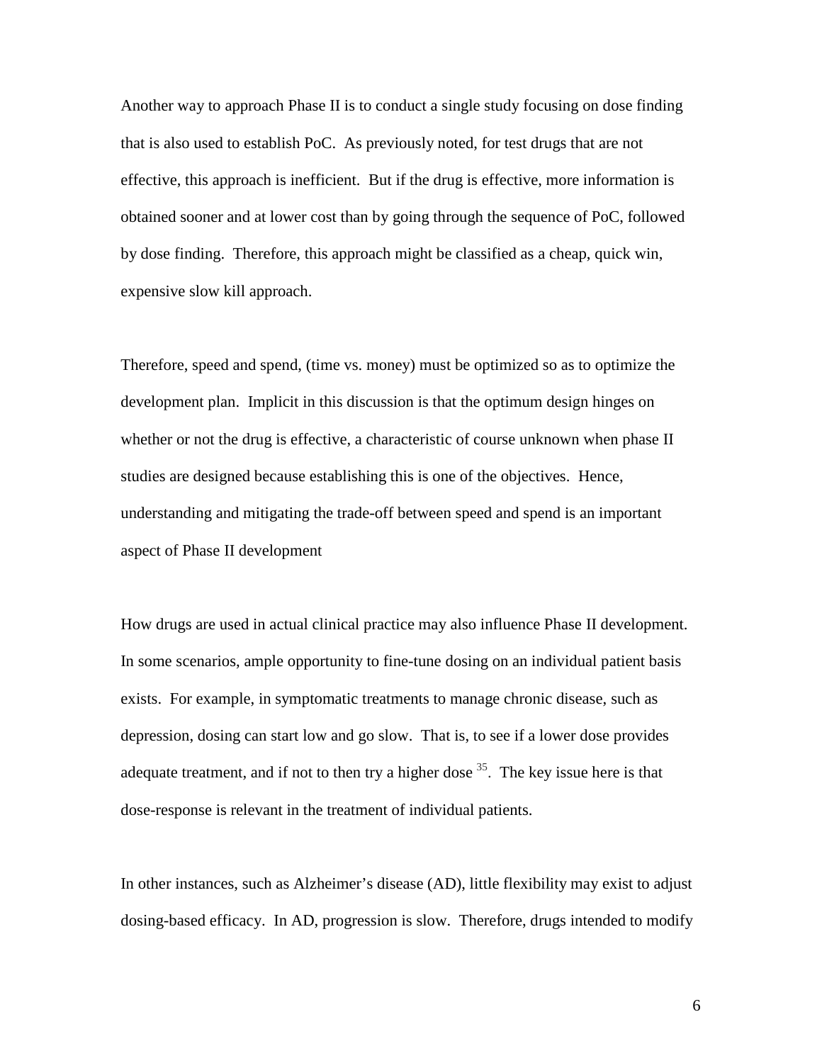Another way to approach Phase II is to conduct a single study focusing on dose finding that is also used to establish PoC. As previously noted, for test drugs that are not effective, this approach is inefficient. But if the drug is effective, more information is obtained sooner and at lower cost than by going through the sequence of PoC, followed by dose finding. Therefore, this approach might be classified as a cheap, quick win, expensive slow kill approach.

Therefore, speed and spend, (time vs. money) must be optimized so as to optimize the development plan. Implicit in this discussion is that the optimum design hinges on whether or not the drug is effective, a characteristic of course unknown when phase II studies are designed because establishing this is one of the objectives. Hence, understanding and mitigating the trade-off between speed and spend is an important aspect of Phase II development

How drugs are used in actual clinical practice may also influence Phase II development. In some scenarios, ample opportunity to fine-tune dosing on an individual patient basis exists. For example, in symptomatic treatments to manage chronic disease, such as depression, dosing can start low and go slow. That is, to see if a lower dose provides adequate treatment, and if not to then try a higher dose [35]. The key issue here is that dose-response is relevant in the treatment of individual patients.

In other instances, such as Alzheimer's disease (AD), little flexibility may exist to adjust dosing-based efficacy. In AD, progression is slow. Therefore, drugs intended to modify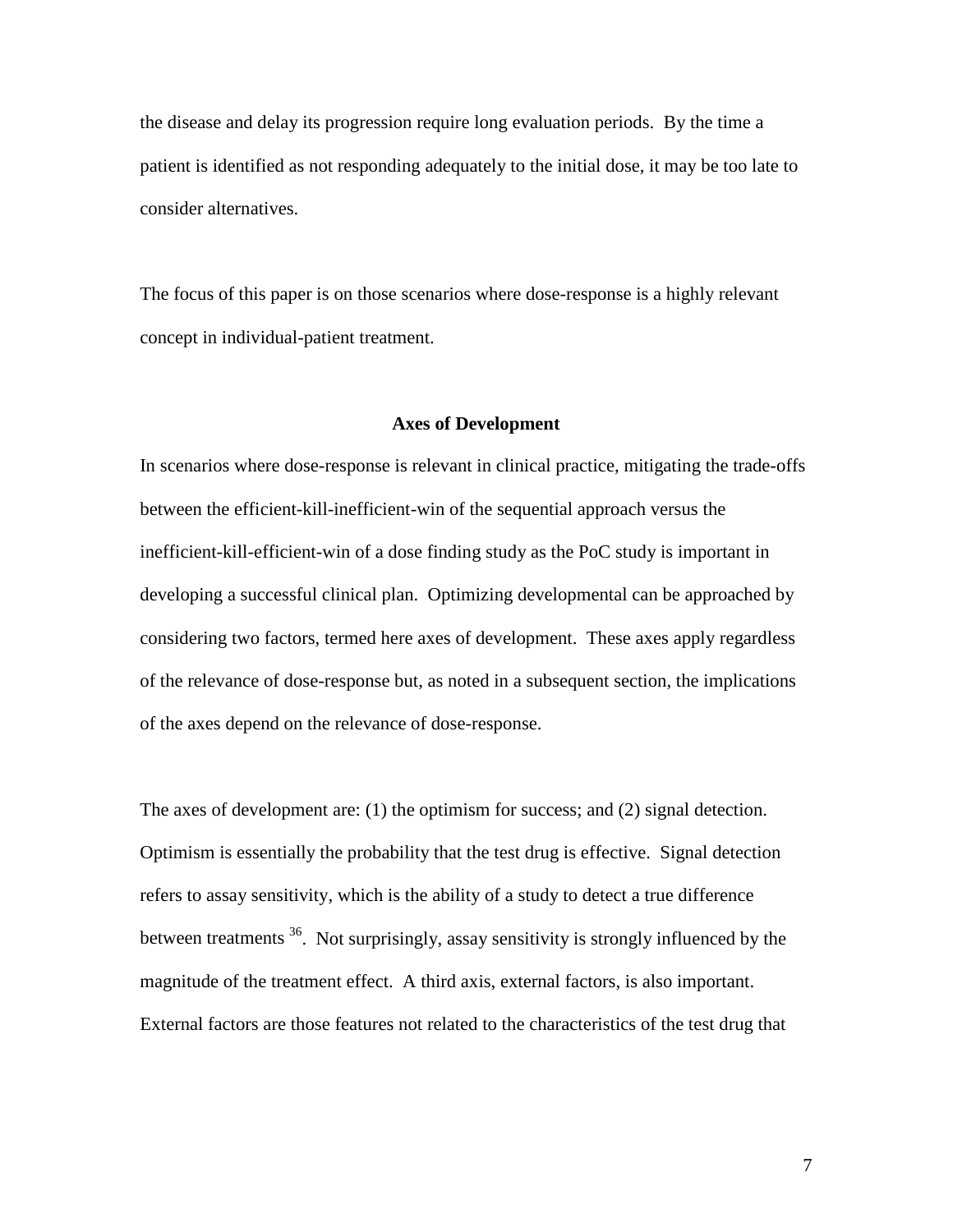the disease and delay its progression require long evaluation periods. By the time a patient is identified as not responding adequately to the initial dose, it may be too late to consider alternatives.

The focus of this paper is on those scenarios where dose-response is a highly relevant concept in individual-patient treatment.

## Axes of Development

In scenarios where dose-response is relevant in clinical practice, mitigating the trade-offs between the efficient-kill-inefficient-win of the sequential approach versus the inefficient-kill-efficient-win of a dose finding study as the PoC study is important in developing a successful clinical plan. Optimizing developmental can be approached by considering two factors, termed here axes of development. These axes apply regardless of the relevance of dose-response but, as noted in a subsequent section, the implications of the axes depend on the relevance of dose-response.

The axes of development are: (1) the optimism for success; and (2) signal detection. Optimism is essentially the probability that the test drug is effective. Signal detection refers to assay sensitivity, which is the ability of a study to detect a true difference between treatments [36]. Not surprisingly, assay sensitivity is strongly influenced by the magnitude of the treatment effect. A third axis, external factors, is also important. External factors are those features not related to the characteristics of the test drug that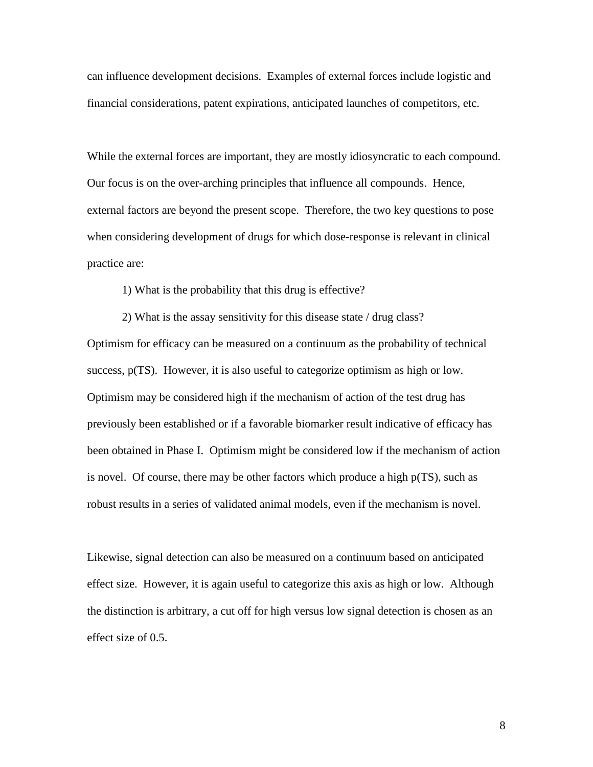can influence development decisions. Examples of external forces include logistic and financial considerations, patent expirations, anticipated launches of competitors, etc.

While the external forces are important, they are mostly idiosyncratic to each compound. Our focus is on the over-arching principles that influence all compounds. Hence, external factors are beyond the present scope. Therefore, the two key questions to pose when considering development of drugs for which dose-response is relevant in clinical practice are:

1) What is the probability that this drug is effective?

2) What is the assay sensitivity for this disease state / drug class?

Optimism for efficacy can be measured on a continuum as the probability of technical success, p(TS). However, it is also useful to categorize optimism as high or low. Optimism may be considered high if the mechanism of action of the test drug has previously been established or if a favorable biomarker result indicative of efficacy has been obtained in Phase I. Optimism might be considered low if the mechanism of action is novel. Of course, there may be other factors which produce a high p(TS), such as robust results in a series of validated animal models, even if the mechanism is novel.

Likewise, signal detection can also be measured on a continuum based on anticipated effect size. However, it is again useful to categorize this axis as high or low. Although the distinction is arbitrary, a cut off for high versus low signal detection is chosen as an effect size of 0.5.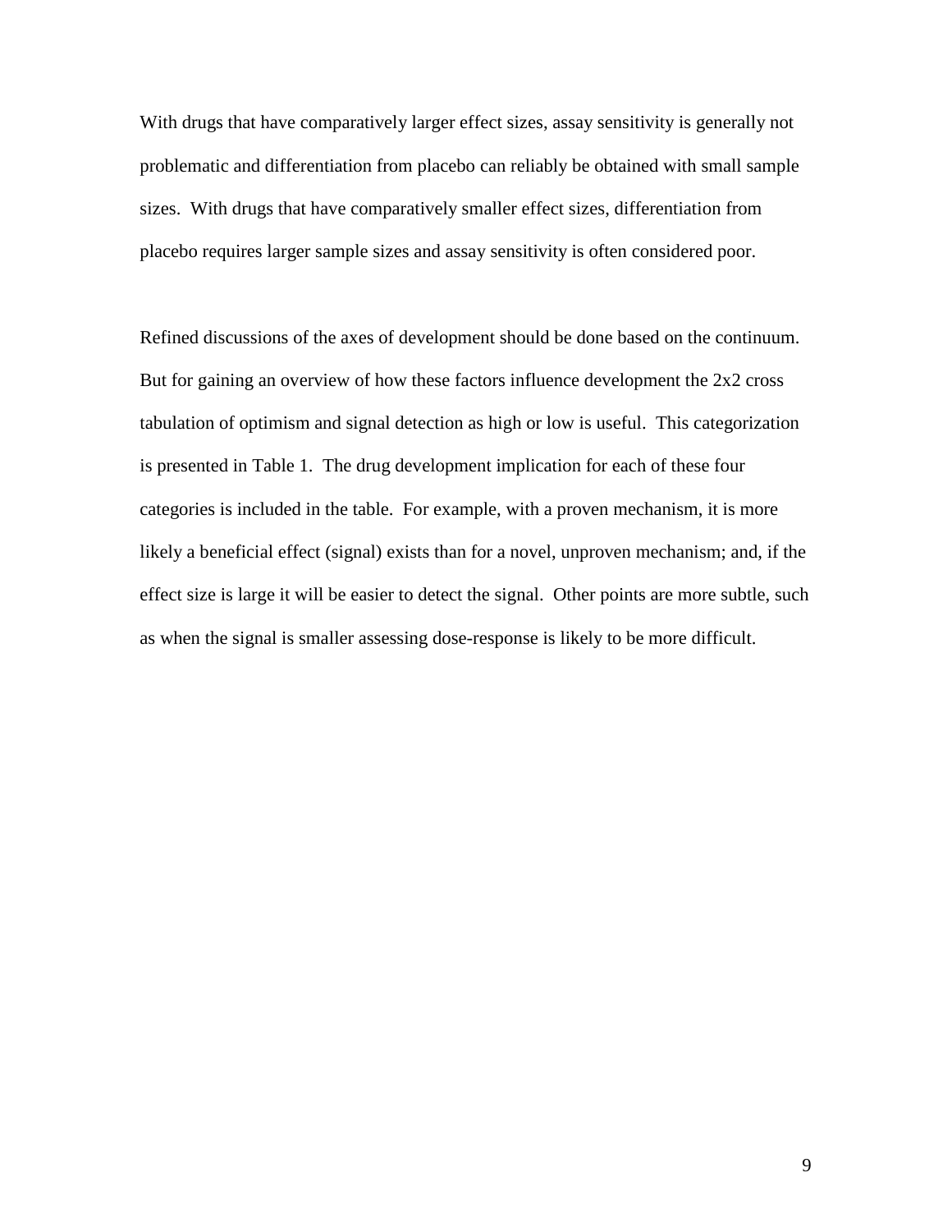With drugs that have comparatively larger effect sizes, assay sensitivity is generally not problematic and differentiation from placebo can reliably be obtained with small sample sizes. With drugs that have comparatively smaller effect sizes, differentiation from placebo requires larger sample sizes and assay sensitivity is often considered poor.

Refined discussions of the axes of development should be done based on the continuum. But for gaining an overview of how these factors influence development the 2x2 cross tabulation of optimism and signal detection as high or low is useful. This categorization is presented in Table 1. The drug development implication for each of these four categories is included in the table. For example, with a proven mechanism, it is more likely a beneficial effect (signal) exists than for a novel, unproven mechanism; and, if the effect size is large it will be easier to detect the signal. Other points are more subtle, such as when the signal is smaller assessing dose-response is likely to be more difficult.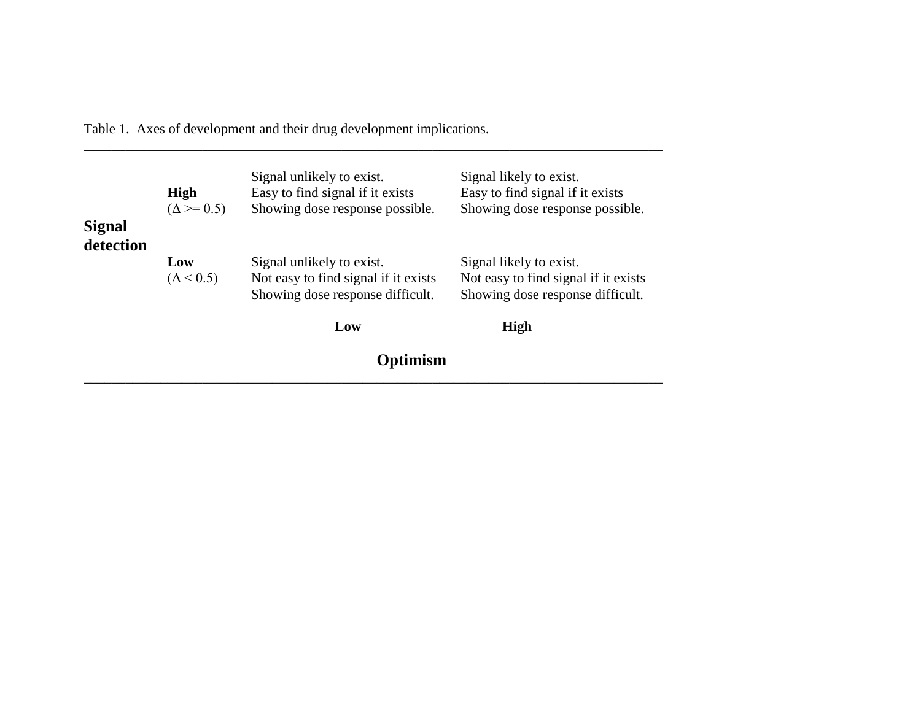Table 1. Axes of development and their drug development implications.

| Signal detection | | Optimism: Low | Optimism: High |
|---|---|---|---|
| | **High** ($\Delta >= 0.5$) | Signal unlikely to exist.<br>Easy to find signal if it exists<br>Showing dose response possible. | Signal likely to exist.<br>Easy to find signal if it exists<br>Showing dose response possible. |
| | **Low** ($\Delta < 0.5$) | Signal unlikely to exist.<br>Not easy to find signal if it exists<br>Showing dose response difficult. | Signal likely to exist.<br>Not easy to find signal if it exists<br>Showing dose response difficult. |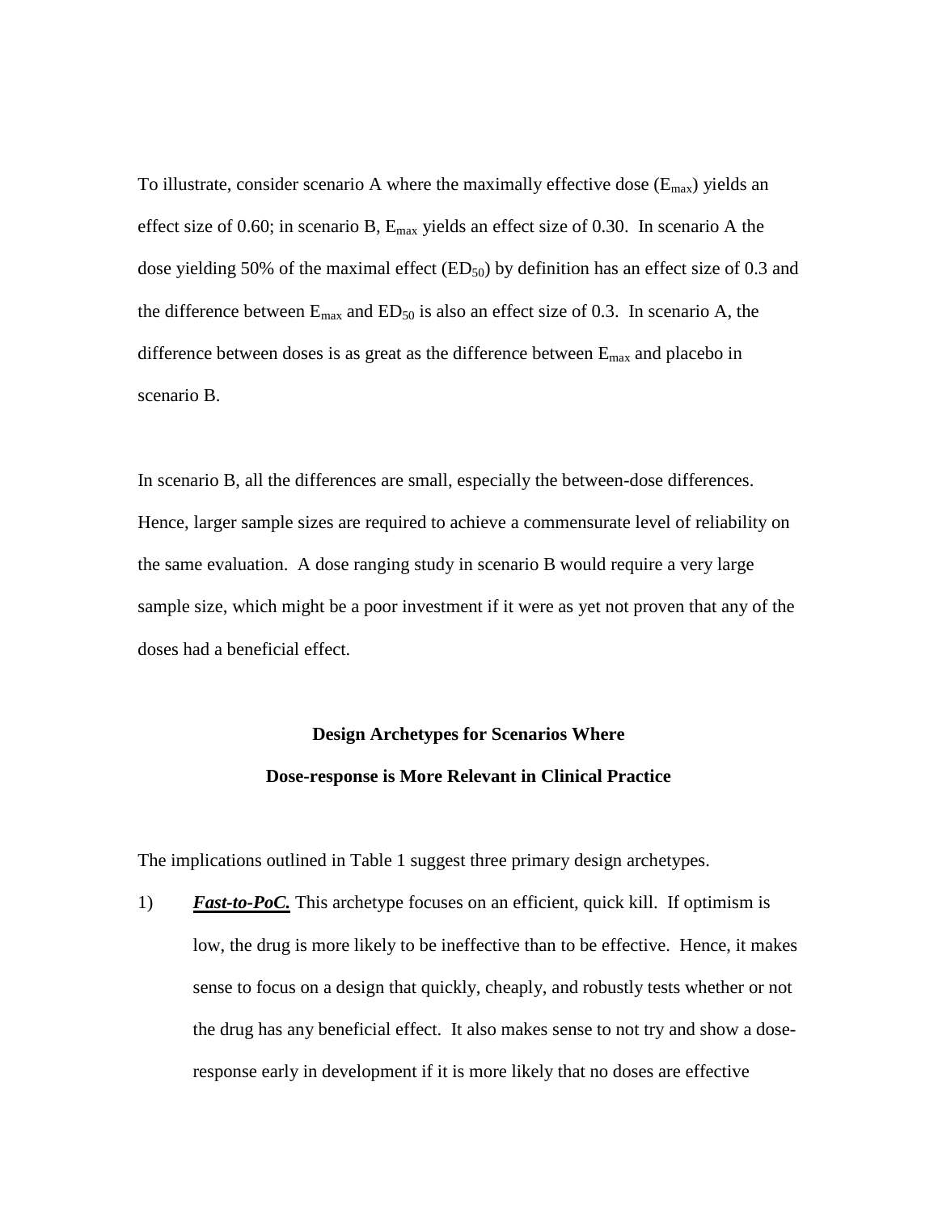To illustrate, consider scenario A where the maximally effective dose ($E_{max}$) yields an effect size of 0.60; in scenario B, $E_{max}$ yields an effect size of 0.30. In scenario A the dose yielding 50% of the maximal effect ($ED_{50}$) by definition has an effect size of 0.3 and the difference between $E_{max}$ and $ED_{50}$ is also an effect size of 0.3. In scenario A, the difference between doses is as great as the difference between $E_{max}$ and placebo in scenario B.

In scenario B, all the differences are small, especially the between-dose differences. Hence, larger sample sizes are required to achieve a commensurate level of reliability on the same evaluation. A dose ranging study in scenario B would require a very large sample size, which might be a poor investment if it were as yet not proven that any of the doses had a beneficial effect.

## Design Archetypes for Scenarios Where Dose-response is More Relevant in Clinical Practice

The implications outlined in Table 1 suggest three primary design archetypes.

1) ***Fast-to-PoC.*** This archetype focuses on an efficient, quick kill. If optimism is low, the drug is more likely to be ineffective than to be effective. Hence, it makes sense to focus on a design that quickly, cheaply, and robustly tests whether or not the drug has any beneficial effect. It also makes sense to not try and show a dose-response early in development if it is more likely that no doses are effective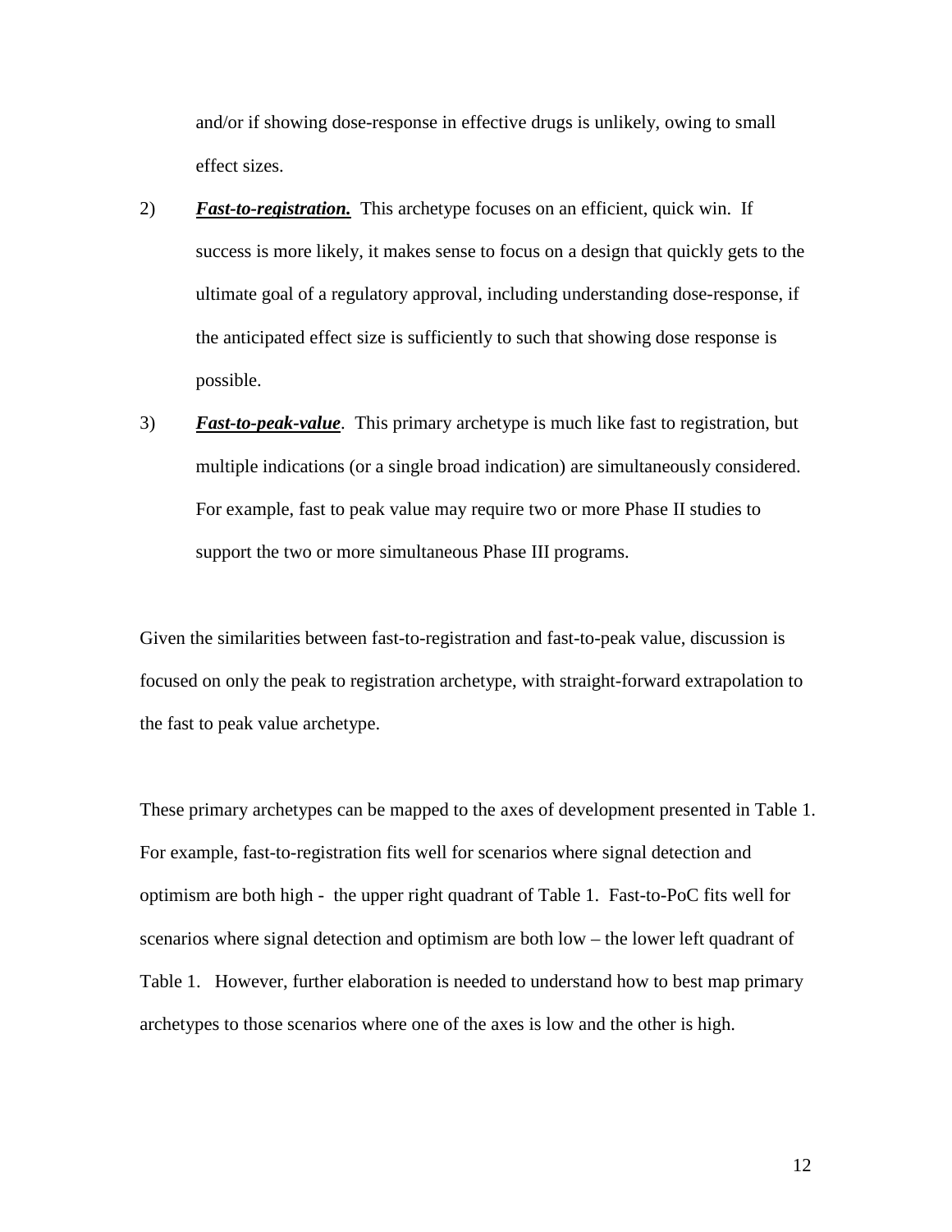and/or if showing dose-response in effective drugs is unlikely, owing to small effect sizes.

2) ***Fast-to-registration.*** This archetype focuses on an efficient, quick win. If success is more likely, it makes sense to focus on a design that quickly gets to the ultimate goal of a regulatory approval, including understanding dose-response, if the anticipated effect size is sufficiently to such that showing dose response is possible.

3) ***Fast-to-peak-value***. This primary archetype is much like fast to registration, but multiple indications (or a single broad indication) are simultaneously considered. For example, fast to peak value may require two or more Phase II studies to support the two or more simultaneous Phase III programs.

Given the similarities between fast-to-registration and fast-to-peak value, discussion is focused on only the peak to registration archetype, with straight-forward extrapolation to the fast to peak value archetype.

These primary archetypes can be mapped to the axes of development presented in Table 1. For example, fast-to-registration fits well for scenarios where signal detection and optimism are both high - the upper right quadrant of Table 1. Fast-to-PoC fits well for scenarios where signal detection and optimism are both low – the lower left quadrant of Table 1. However, further elaboration is needed to understand how to best map primary archetypes to those scenarios where one of the axes is low and the other is high.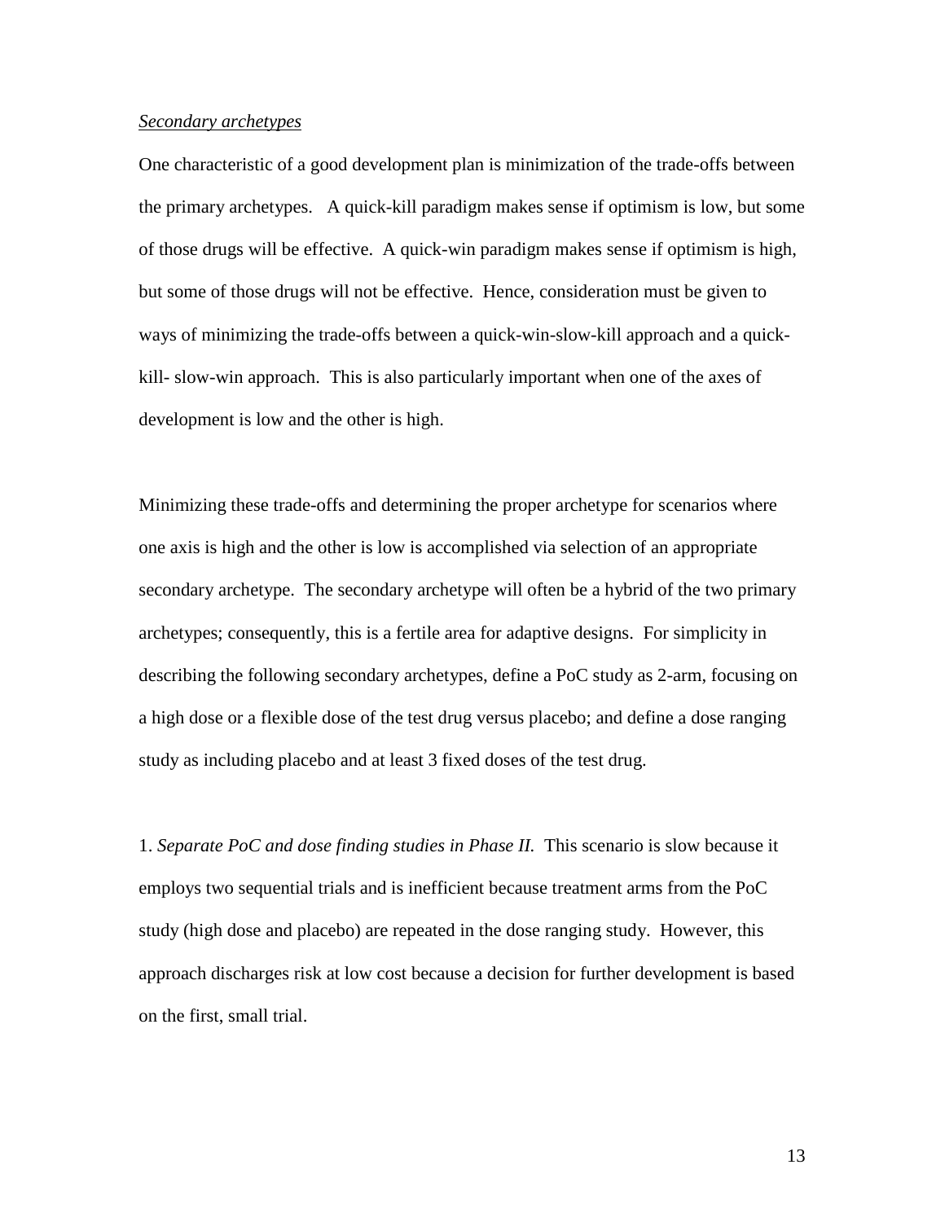*Secondary archetypes*

One characteristic of a good development plan is minimization of the trade-offs between the primary archetypes. A quick-kill paradigm makes sense if optimism is low, but some of those drugs will be effective. A quick-win paradigm makes sense if optimism is high, but some of those drugs will not be effective. Hence, consideration must be given to ways of minimizing the trade-offs between a quick-win-slow-kill approach and a quick-kill- slow-win approach. This is also particularly important when one of the axes of development is low and the other is high.

Minimizing these trade-offs and determining the proper archetype for scenarios where one axis is high and the other is low is accomplished via selection of an appropriate secondary archetype. The secondary archetype will often be a hybrid of the two primary archetypes; consequently, this is a fertile area for adaptive designs. For simplicity in describing the following secondary archetypes, define a PoC study as 2-arm, focusing on a high dose or a flexible dose of the test drug versus placebo; and define a dose ranging study as including placebo and at least 3 fixed doses of the test drug.

1. *Separate PoC and dose finding studies in Phase II.* This scenario is slow because it employs two sequential trials and is inefficient because treatment arms from the PoC study (high dose and placebo) are repeated in the dose ranging study. However, this approach discharges risk at low cost because a decision for further development is based on the first, small trial.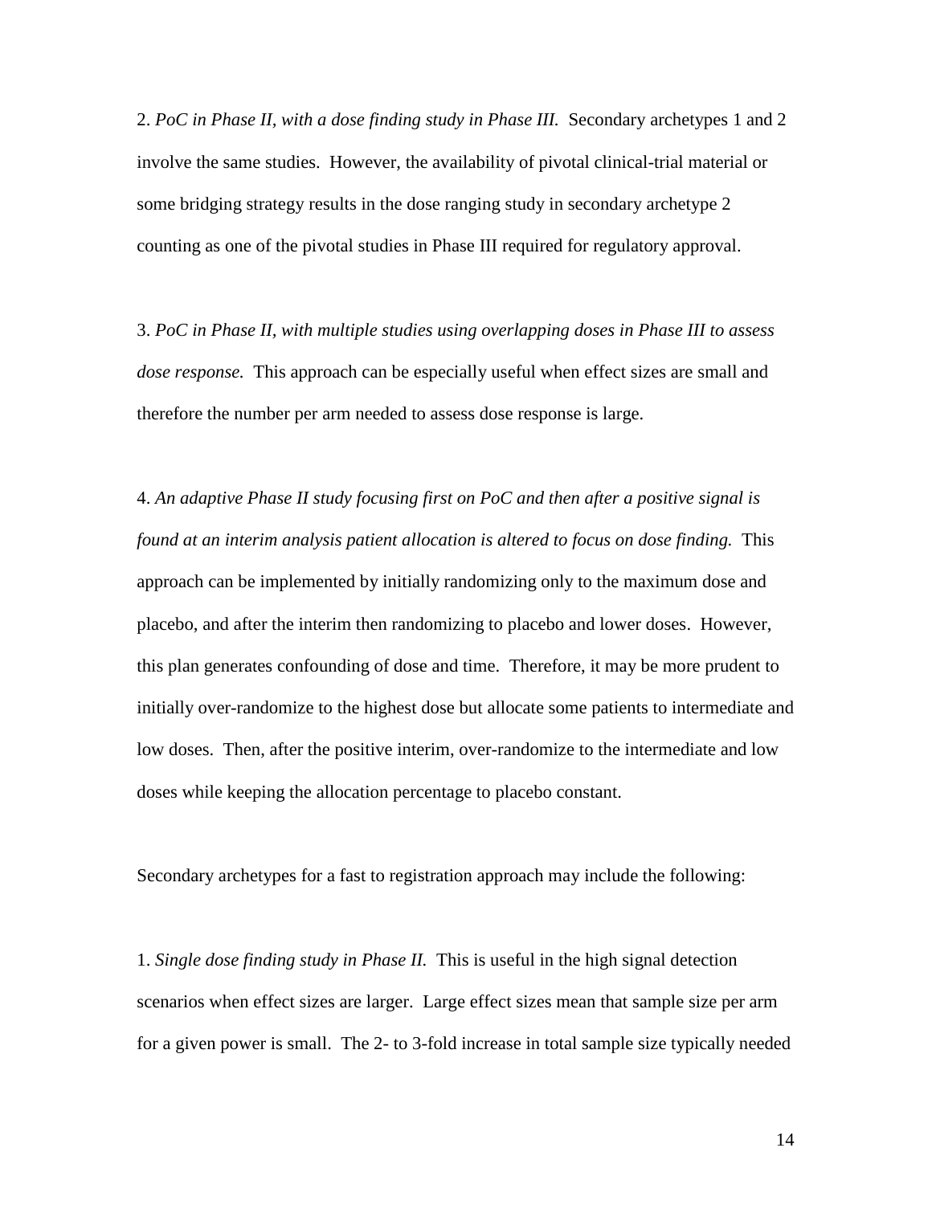2. *PoC in Phase II, with a dose finding study in Phase III.* Secondary archetypes 1 and 2 involve the same studies. However, the availability of pivotal clinical-trial material or some bridging strategy results in the dose ranging study in secondary archetype 2 counting as one of the pivotal studies in Phase III required for regulatory approval.

3. *PoC in Phase II, with multiple studies using overlapping doses in Phase III to assess dose response.* This approach can be especially useful when effect sizes are small and therefore the number per arm needed to assess dose response is large.

4. *An adaptive Phase II study focusing first on PoC and then after a positive signal is found at an interim analysis patient allocation is altered to focus on dose finding.* This approach can be implemented by initially randomizing only to the maximum dose and placebo, and after the interim then randomizing to placebo and lower doses. However, this plan generates confounding of dose and time. Therefore, it may be more prudent to initially over-randomize to the highest dose but allocate some patients to intermediate and low doses. Then, after the positive interim, over-randomize to the intermediate and low doses while keeping the allocation percentage to placebo constant.

Secondary archetypes for a fast to registration approach may include the following:

1. *Single dose finding study in Phase II.* This is useful in the high signal detection scenarios when effect sizes are larger. Large effect sizes mean that sample size per arm for a given power is small. The 2- to 3-fold increase in total sample size typically needed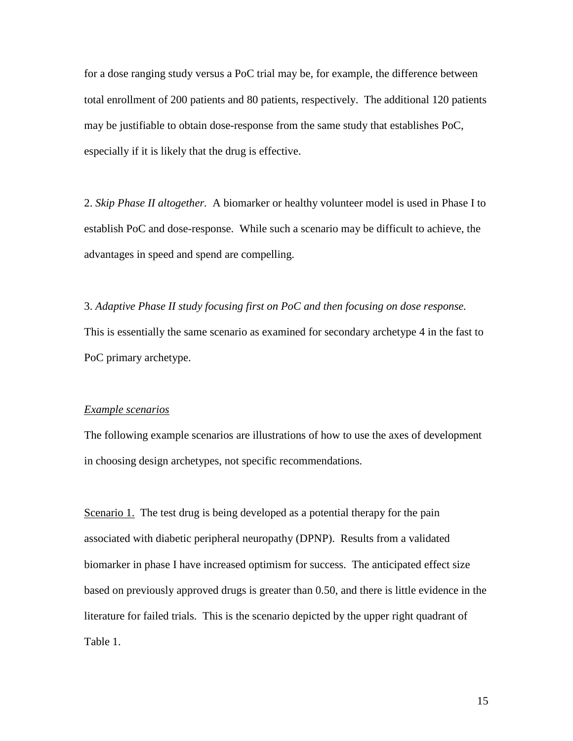for a dose ranging study versus a PoC trial may be, for example, the difference between total enrollment of 200 patients and 80 patients, respectively. The additional 120 patients may be justifiable to obtain dose-response from the same study that establishes PoC, especially if it is likely that the drug is effective.

2. *Skip Phase II altogether.* A biomarker or healthy volunteer model is used in Phase I to establish PoC and dose-response. While such a scenario may be difficult to achieve, the advantages in speed and spend are compelling.

3. *Adaptive Phase II study focusing first on PoC and then focusing on dose response.* This is essentially the same scenario as examined for secondary archetype 4 in the fast to PoC primary archetype.

<u>Example scenarios</u>

The following example scenarios are illustrations of how to use the axes of development in choosing design archetypes, not specific recommendations.

<u>Scenario 1.</u> The test drug is being developed as a potential therapy for the pain associated with diabetic peripheral neuropathy (DPNP). Results from a validated biomarker in phase I have increased optimism for success. The anticipated effect size based on previously approved drugs is greater than 0.50, and there is little evidence in the literature for failed trials. This is the scenario depicted by the upper right quadrant of Table 1.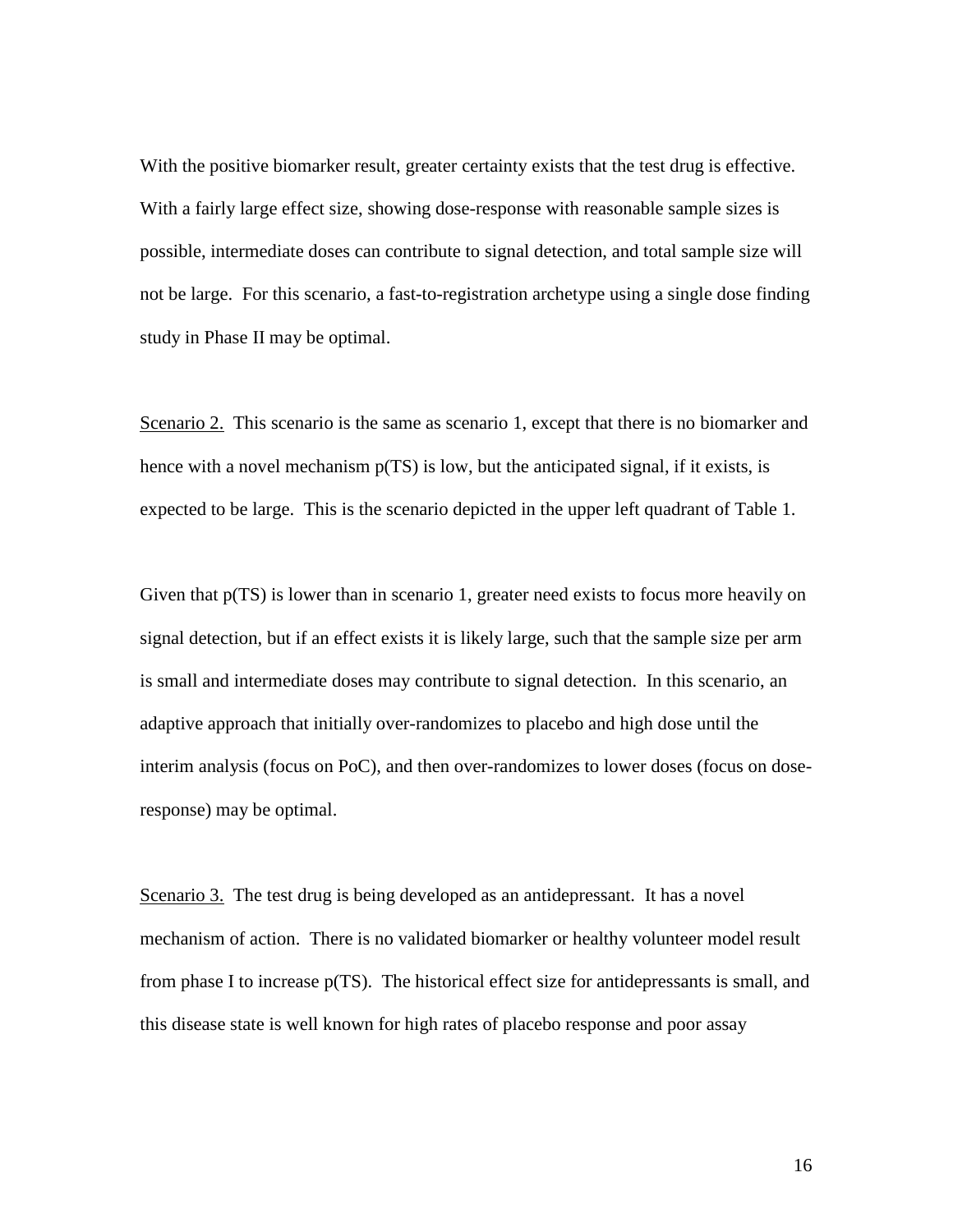With the positive biomarker result, greater certainty exists that the test drug is effective. With a fairly large effect size, showing dose-response with reasonable sample sizes is possible, intermediate doses can contribute to signal detection, and total sample size will not be large. For this scenario, a fast-to-registration archetype using a single dose finding study in Phase II may be optimal.

<u>Scenario 2.</u> This scenario is the same as scenario 1, except that there is no biomarker and hence with a novel mechanism p(TS) is low, but the anticipated signal, if it exists, is expected to be large. This is the scenario depicted in the upper left quadrant of Table 1.

Given that p(TS) is lower than in scenario 1, greater need exists to focus more heavily on signal detection, but if an effect exists it is likely large, such that the sample size per arm is small and intermediate doses may contribute to signal detection. In this scenario, an adaptive approach that initially over-randomizes to placebo and high dose until the interim analysis (focus on PoC), and then over-randomizes to lower doses (focus on dose-response) may be optimal.

<u>Scenario 3.</u> The test drug is being developed as an antidepressant. It has a novel mechanism of action. There is no validated biomarker or healthy volunteer model result from phase I to increase p(TS). The historical effect size for antidepressants is small, and this disease state is well known for high rates of placebo response and poor assay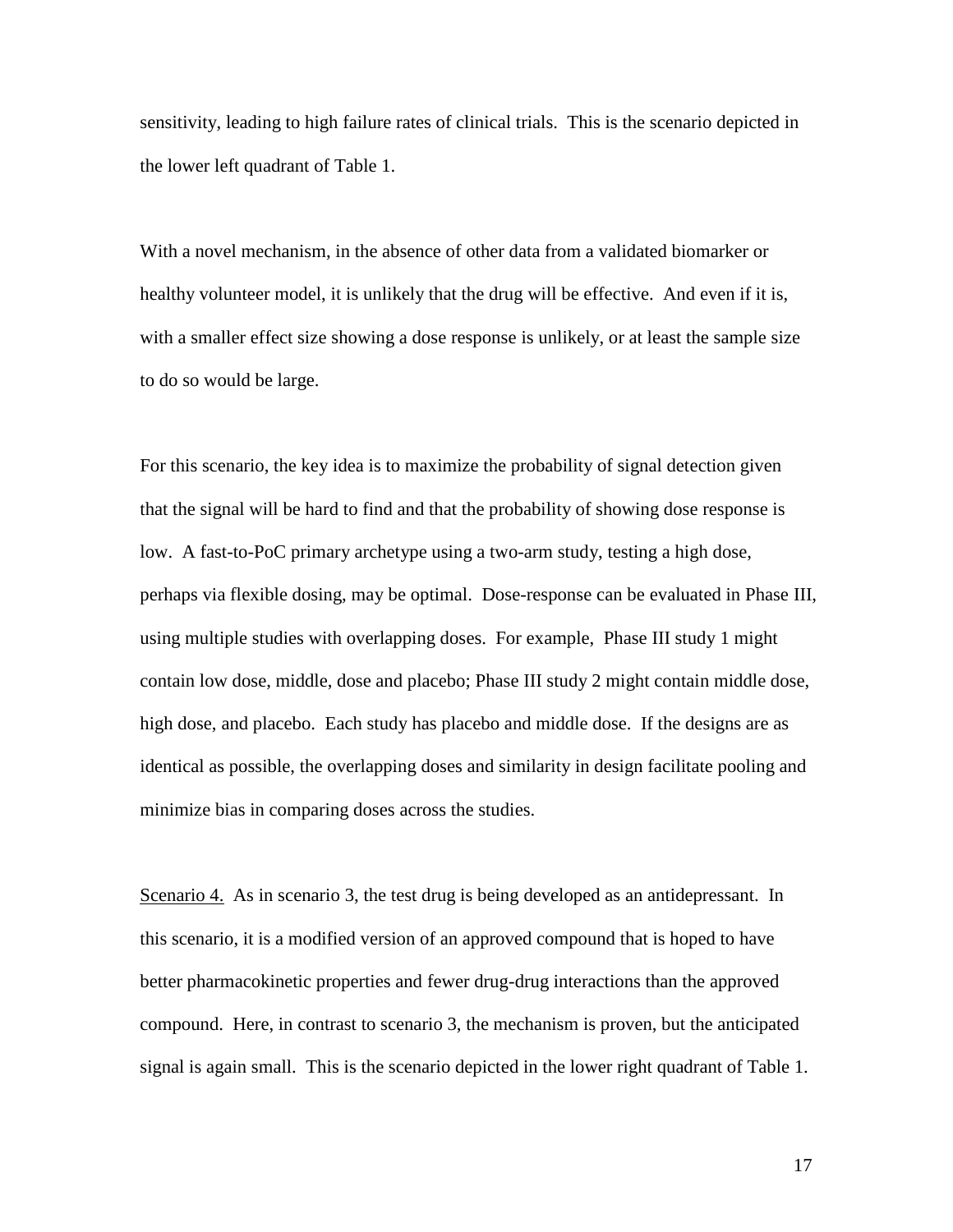sensitivity, leading to high failure rates of clinical trials. This is the scenario depicted in the lower left quadrant of Table 1.

With a novel mechanism, in the absence of other data from a validated biomarker or healthy volunteer model, it is unlikely that the drug will be effective. And even if it is, with a smaller effect size showing a dose response is unlikely, or at least the sample size to do so would be large.

For this scenario, the key idea is to maximize the probability of signal detection given that the signal will be hard to find and that the probability of showing dose response is low. A fast-to-PoC primary archetype using a two-arm study, testing a high dose, perhaps via flexible dosing, may be optimal. Dose-response can be evaluated in Phase III, using multiple studies with overlapping doses. For example, Phase III study 1 might contain low dose, middle, dose and placebo; Phase III study 2 might contain middle dose, high dose, and placebo. Each study has placebo and middle dose. If the designs are as identical as possible, the overlapping doses and similarity in design facilitate pooling and minimize bias in comparing doses across the studies.

<u>Scenario 4.</u> As in scenario 3, the test drug is being developed as an antidepressant. In this scenario, it is a modified version of an approved compound that is hoped to have better pharmacokinetic properties and fewer drug-drug interactions than the approved compound. Here, in contrast to scenario 3, the mechanism is proven, but the anticipated signal is again small. This is the scenario depicted in the lower right quadrant of Table 1.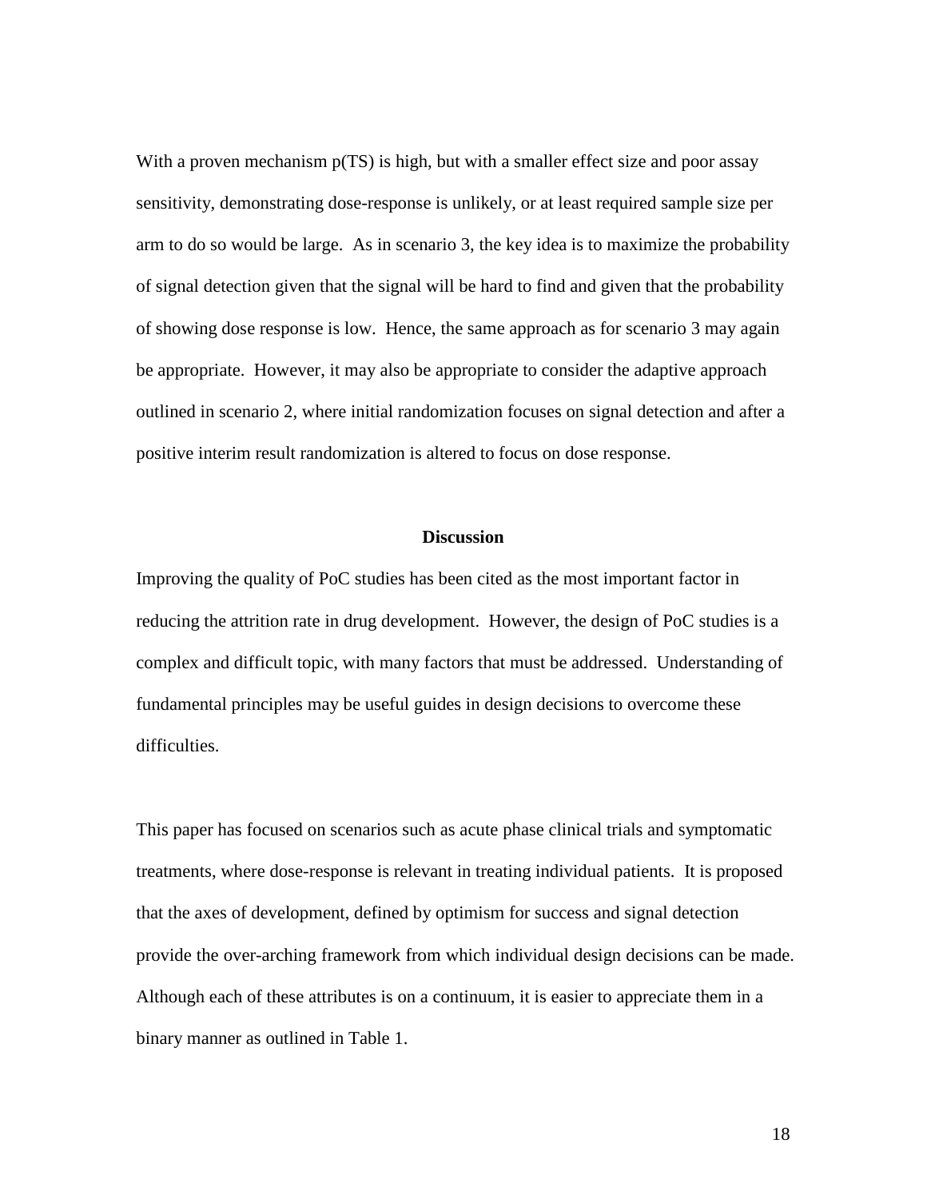With a proven mechanism p(TS) is high, but with a smaller effect size and poor assay sensitivity, demonstrating dose-response is unlikely, or at least required sample size per arm to do so would be large. As in scenario 3, the key idea is to maximize the probability of signal detection given that the signal will be hard to find and given that the probability of showing dose response is low. Hence, the same approach as for scenario 3 may again be appropriate. However, it may also be appropriate to consider the adaptive approach outlined in scenario 2, where initial randomization focuses on signal detection and after a positive interim result randomization is altered to focus on dose response.

## Discussion

Improving the quality of PoC studies has been cited as the most important factor in reducing the attrition rate in drug development. However, the design of PoC studies is a complex and difficult topic, with many factors that must be addressed. Understanding of fundamental principles may be useful guides in design decisions to overcome these difficulties.

This paper has focused on scenarios such as acute phase clinical trials and symptomatic treatments, where dose-response is relevant in treating individual patients. It is proposed that the axes of development, defined by optimism for success and signal detection provide the over-arching framework from which individual design decisions can be made. Although each of these attributes is on a continuum, it is easier to appreciate them in a binary manner as outlined in Table 1.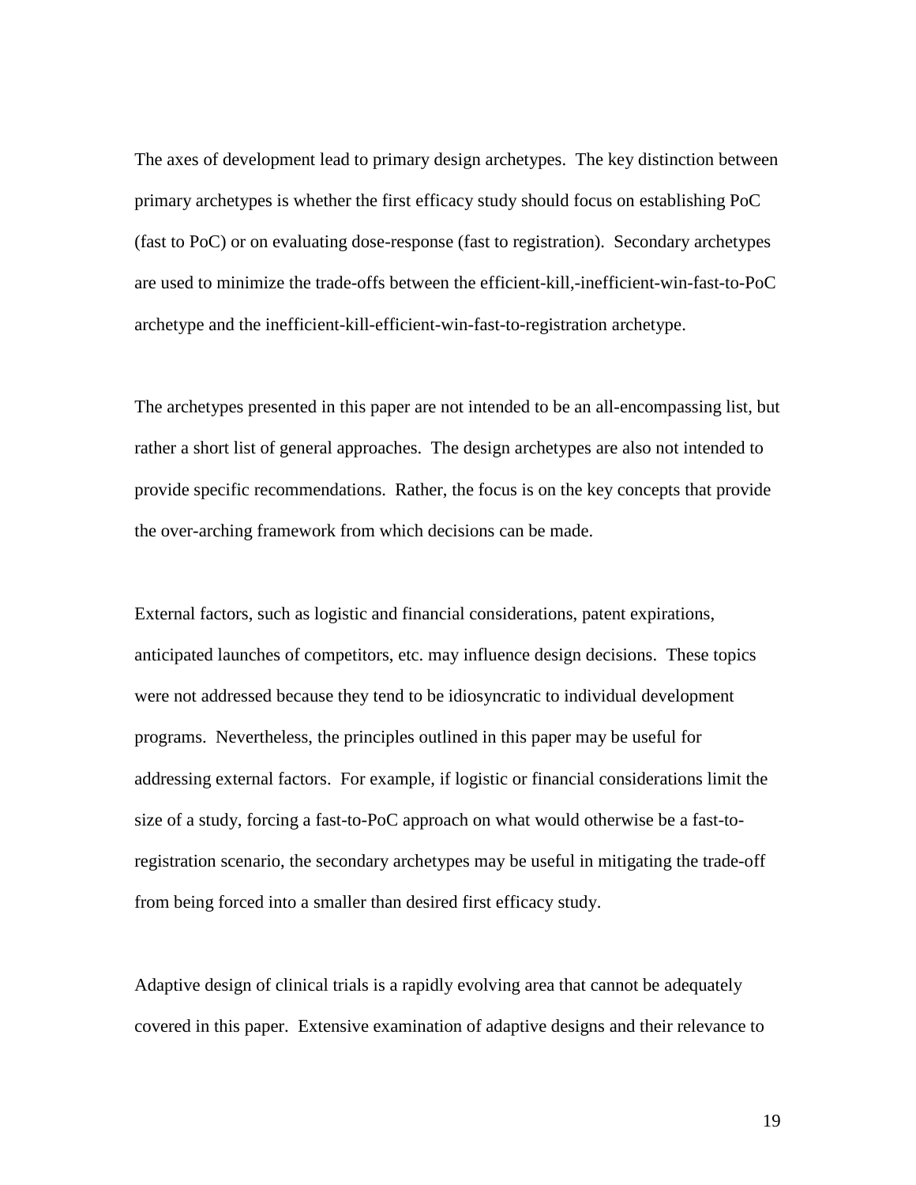The axes of development lead to primary design archetypes. The key distinction between primary archetypes is whether the first efficacy study should focus on establishing PoC (fast to PoC) or on evaluating dose-response (fast to registration). Secondary archetypes are used to minimize the trade-offs between the efficient-kill,-inefficient-win-fast-to-PoC archetype and the inefficient-kill-efficient-win-fast-to-registration archetype.

The archetypes presented in this paper are not intended to be an all-encompassing list, but rather a short list of general approaches. The design archetypes are also not intended to provide specific recommendations. Rather, the focus is on the key concepts that provide the over-arching framework from which decisions can be made.

External factors, such as logistic and financial considerations, patent expirations, anticipated launches of competitors, etc. may influence design decisions. These topics were not addressed because they tend to be idiosyncratic to individual development programs. Nevertheless, the principles outlined in this paper may be useful for addressing external factors. For example, if logistic or financial considerations limit the size of a study, forcing a fast-to-PoC approach on what would otherwise be a fast-to-registration scenario, the secondary archetypes may be useful in mitigating the trade-off from being forced into a smaller than desired first efficacy study.

Adaptive design of clinical trials is a rapidly evolving area that cannot be adequately covered in this paper. Extensive examination of adaptive designs and their relevance to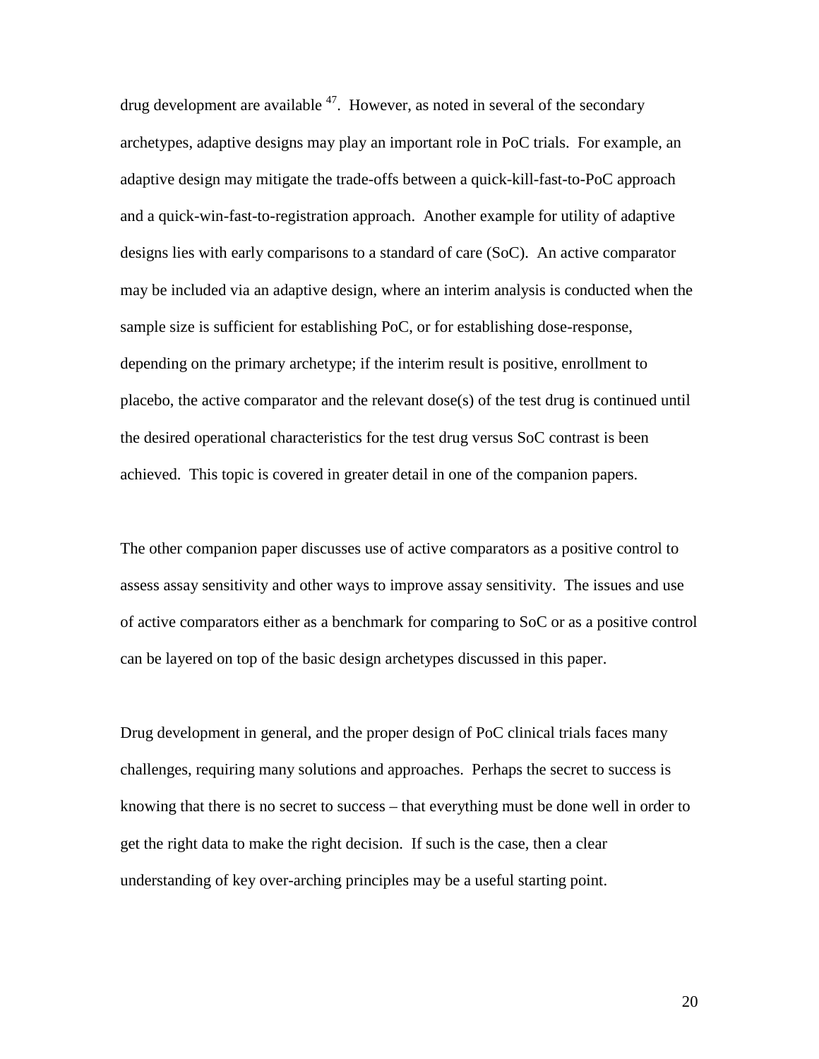drug development are available [47]. However, as noted in several of the secondary archetypes, adaptive designs may play an important role in PoC trials. For example, an adaptive design may mitigate the trade-offs between a quick-kill-fast-to-PoC approach and a quick-win-fast-to-registration approach. Another example for utility of adaptive designs lies with early comparisons to a standard of care (SoC). An active comparator may be included via an adaptive design, where an interim analysis is conducted when the sample size is sufficient for establishing PoC, or for establishing dose-response, depending on the primary archetype; if the interim result is positive, enrollment to placebo, the active comparator and the relevant dose(s) of the test drug is continued until the desired operational characteristics for the test drug versus SoC contrast is been achieved. This topic is covered in greater detail in one of the companion papers.

The other companion paper discusses use of active comparators as a positive control to assess assay sensitivity and other ways to improve assay sensitivity. The issues and use of active comparators either as a benchmark for comparing to SoC or as a positive control can be layered on top of the basic design archetypes discussed in this paper.

Drug development in general, and the proper design of PoC clinical trials faces many challenges, requiring many solutions and approaches. Perhaps the secret to success is knowing that there is no secret to success – that everything must be done well in order to get the right data to make the right decision. If such is the case, then a clear understanding of key over-arching principles may be a useful starting point.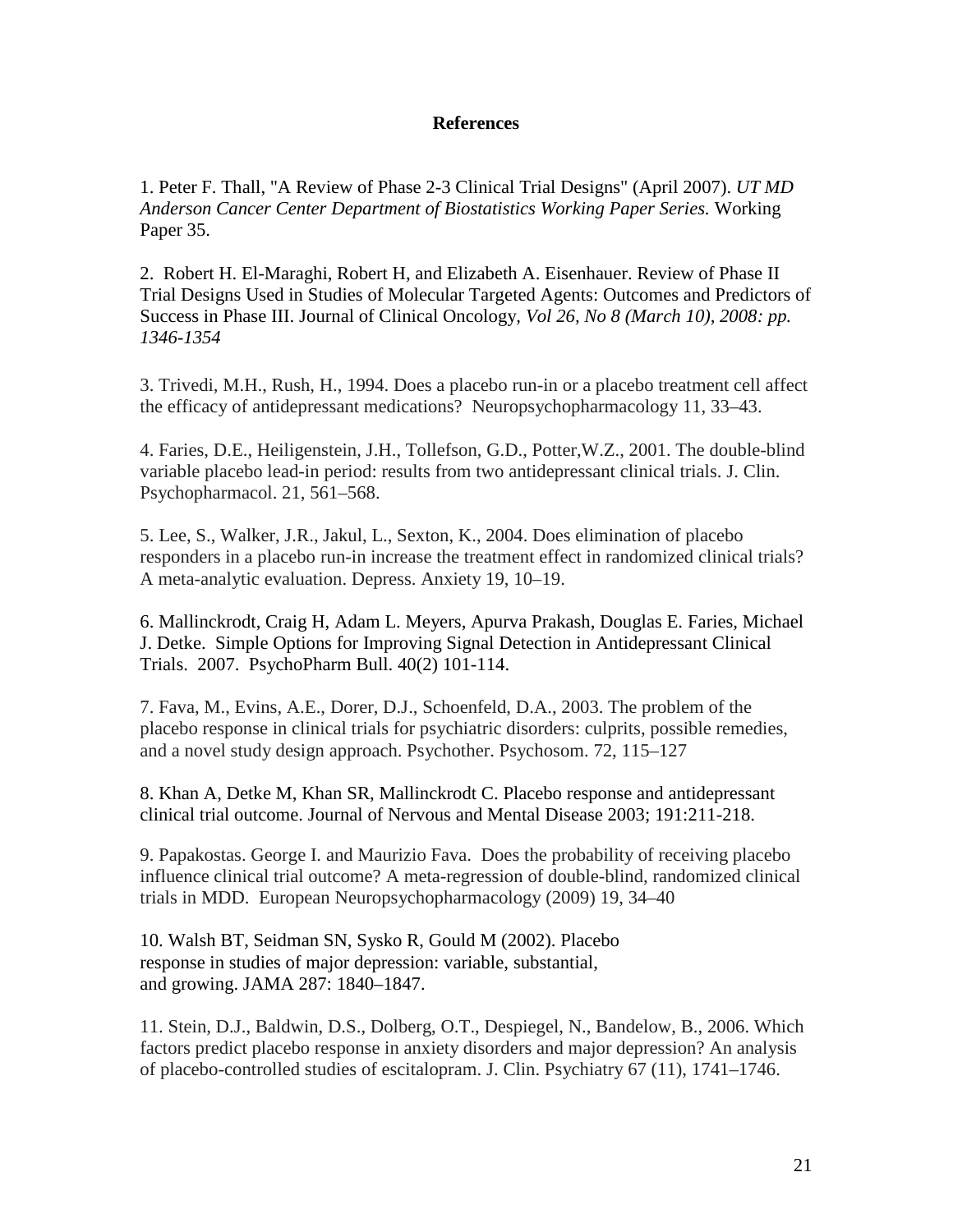# References

1. Peter F. Thall, "A Review of Phase 2-3 Clinical Trial Designs" (April 2007). *UT MD Anderson Cancer Center Department of Biostatistics Working Paper Series.* Working Paper 35.

2. Robert H. El-Maraghi, Robert H, and Elizabeth A. Eisenhauer. Review of Phase II Trial Designs Used in Studies of Molecular Targeted Agents: Outcomes and Predictors of Success in Phase III. Journal of Clinical Oncology*, Vol 26, No 8 (March 10), 2008: pp. 1346-1354*

3. Trivedi, M.H., Rush, H., 1994. Does a placebo run-in or a placebo treatment cell affect the efficacy of antidepressant medications? Neuropsychopharmacology 11, 33–43.

4. Faries, D.E., Heiligenstein, J.H., Tollefson, G.D., Potter,W.Z., 2001. The double-blind variable placebo lead-in period: results from two antidepressant clinical trials. J. Clin. Psychopharmacol. 21, 561–568.

5. Lee, S., Walker, J.R., Jakul, L., Sexton, K., 2004. Does elimination of placebo responders in a placebo run-in increase the treatment effect in randomized clinical trials? A meta-analytic evaluation. Depress. Anxiety 19, 10–19.

6. Mallinckrodt, Craig H, Adam L. Meyers, Apurva Prakash, Douglas E. Faries, Michael J. Detke. Simple Options for Improving Signal Detection in Antidepressant Clinical Trials. 2007. PsychoPharm Bull. 40(2) 101-114.

7. Fava, M., Evins, A.E., Dorer, D.J., Schoenfeld, D.A., 2003. The problem of the placebo response in clinical trials for psychiatric disorders: culprits, possible remedies, and a novel study design approach. Psychother. Psychosom. 72, 115–127

8. Khan A, Detke M, Khan SR, Mallinckrodt C. Placebo response and antidepressant clinical trial outcome. Journal of Nervous and Mental Disease 2003; 191:211-218.

9. Papakostas. George I. and Maurizio Fava. Does the probability of receiving placebo influence clinical trial outcome? A meta-regression of double-blind, randomized clinical trials in MDD. European Neuropsychopharmacology (2009) 19, 34–40

10. Walsh BT, Seidman SN, Sysko R, Gould M (2002). Placebo response in studies of major depression: variable, substantial, and growing. JAMA 287: 1840–1847.

11. Stein, D.J., Baldwin, D.S., Dolberg, O.T., Despiegel, N., Bandelow, B., 2006. Which factors predict placebo response in anxiety disorders and major depression? An analysis of placebo-controlled studies of escitalopram. J. Clin. Psychiatry 67 (11), 1741–1746.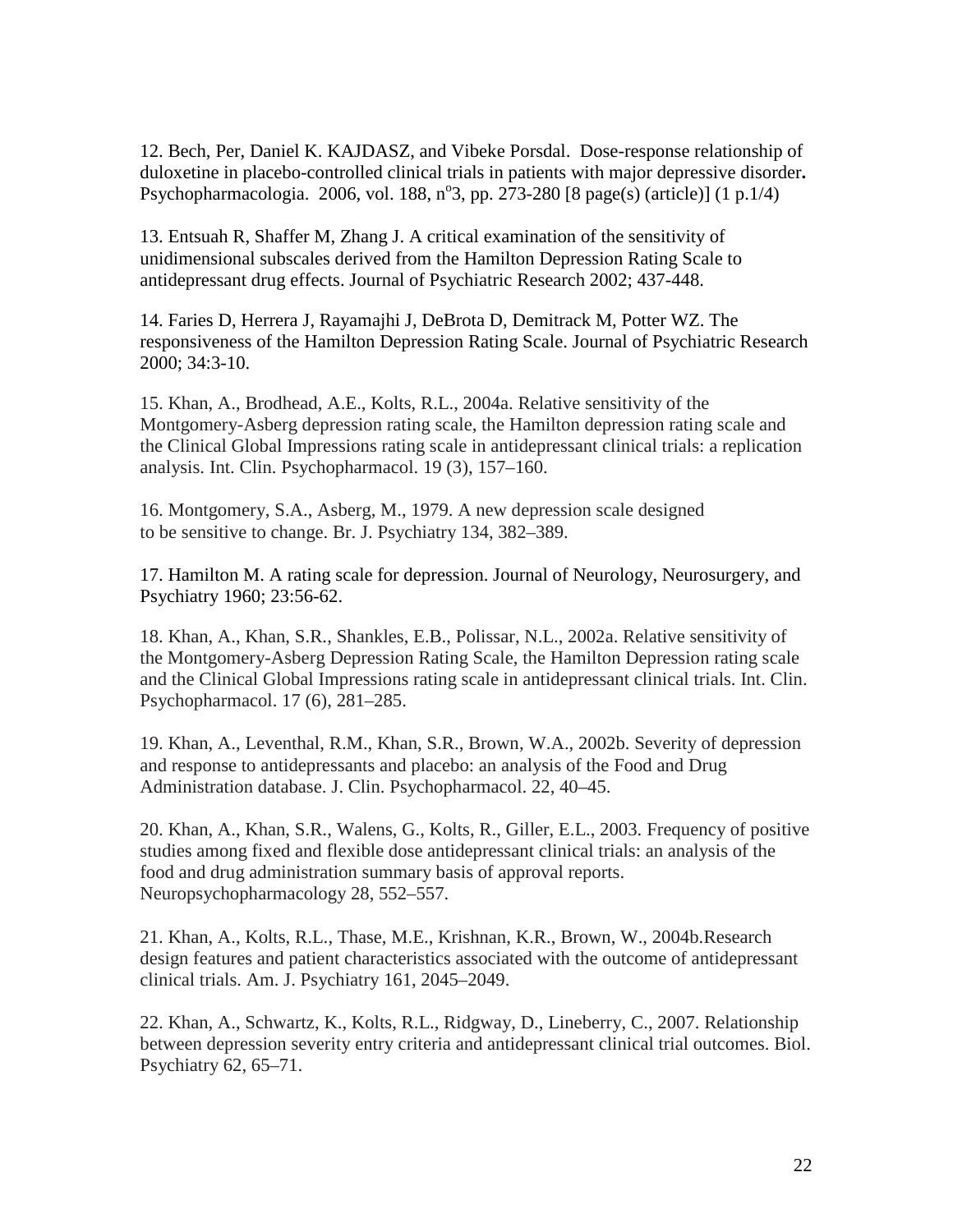12. Bech, Per, Daniel K. KAJDASZ, and Vibeke Porsdal. Dose-response relationship of duloxetine in placebo-controlled clinical trials in patients with major depressive disorder**.** Psychopharmacologia. 2006, vol. 188, n$^{o}$3, pp. 273-280 [8 page(s) (article)] (1 p.1/4)

13. Entsuah R, Shaffer M, Zhang J. A critical examination of the sensitivity of unidimensional subscales derived from the Hamilton Depression Rating Scale to antidepressant drug effects. Journal of Psychiatric Research 2002; 437-448.

14. Faries D, Herrera J, Rayamajhi J, DeBrota D, Demitrack M, Potter WZ. The responsiveness of the Hamilton Depression Rating Scale. Journal of Psychiatric Research 2000; 34:3-10.

15. Khan, A., Brodhead, A.E., Kolts, R.L., 2004a. Relative sensitivity of the Montgomery-Asberg depression rating scale, the Hamilton depression rating scale and the Clinical Global Impressions rating scale in antidepressant clinical trials: a replication analysis. Int. Clin. Psychopharmacol. 19 (3), 157–160.

16. Montgomery, S.A., Asberg, M., 1979. A new depression scale designed to be sensitive to change. Br. J. Psychiatry 134, 382–389.

17. Hamilton M. A rating scale for depression. Journal of Neurology, Neurosurgery, and Psychiatry 1960; 23:56-62.

18. Khan, A., Khan, S.R., Shankles, E.B., Polissar, N.L., 2002a. Relative sensitivity of the Montgomery-Asberg Depression Rating Scale, the Hamilton Depression rating scale and the Clinical Global Impressions rating scale in antidepressant clinical trials. Int. Clin. Psychopharmacol. 17 (6), 281–285.

19. Khan, A., Leventhal, R.M., Khan, S.R., Brown, W.A., 2002b. Severity of depression and response to antidepressants and placebo: an analysis of the Food and Drug Administration database. J. Clin. Psychopharmacol. 22, 40–45.

20. Khan, A., Khan, S.R., Walens, G., Kolts, R., Giller, E.L., 2003. Frequency of positive studies among fixed and flexible dose antidepressant clinical trials: an analysis of the food and drug administration summary basis of approval reports. Neuropsychopharmacology 28, 552–557.

21. Khan, A., Kolts, R.L., Thase, M.E., Krishnan, K.R., Brown, W., 2004b.Research design features and patient characteristics associated with the outcome of antidepressant clinical trials. Am. J. Psychiatry 161, 2045–2049.

22. Khan, A., Schwartz, K., Kolts, R.L., Ridgway, D., Lineberry, C., 2007. Relationship between depression severity entry criteria and antidepressant clinical trial outcomes. Biol. Psychiatry 62, 65–71.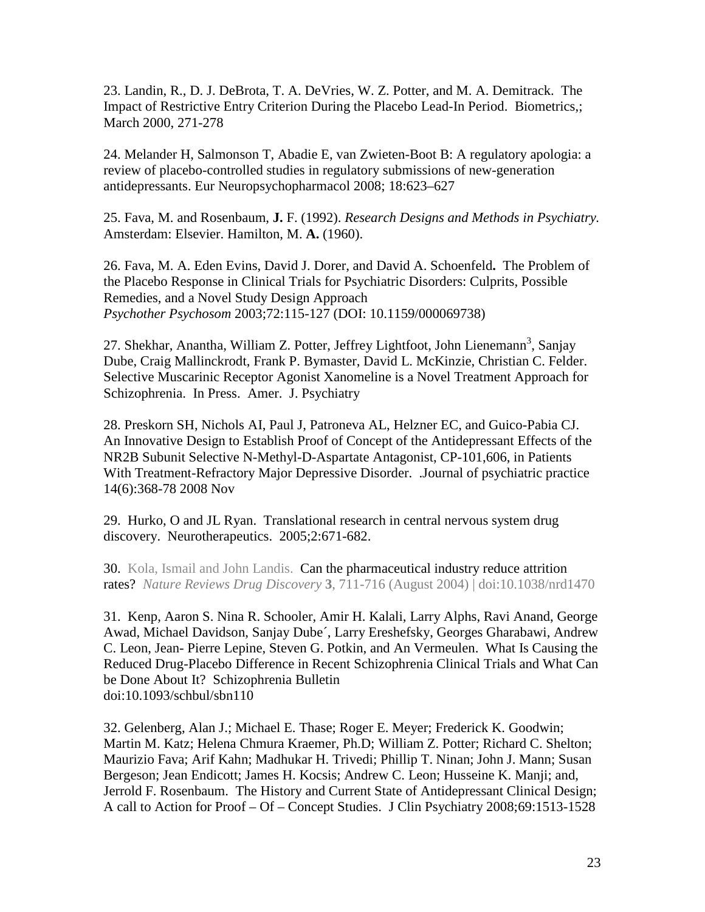23. Landin, R., D. J. DeBrota, T. A. DeVries, W. Z. Potter, and M. A. Demitrack. The Impact of Restrictive Entry Criterion During the Placebo Lead-In Period. Biometrics,; March 2000, 271-278

24. Melander H, Salmonson T, Abadie E, van Zwieten-Boot B: A regulatory apologia: a review of placebo-controlled studies in regulatory submissions of new-generation antidepressants. Eur Neuropsychopharmacol 2008; 18:623–627

25. Fava, M. and Rosenbaum, **J.** F. (1992). *Research Designs and Methods in Psychiatry.* Amsterdam: Elsevier. Hamilton, M. **A.** (1960).

26. Fava, M. A. Eden Evins, David J. Dorer, and David A. Schoenfeld**.** The Problem of the Placebo Response in Clinical Trials for Psychiatric Disorders: Culprits, Possible Remedies, and a Novel Study Design Approach
*Psychother Psychosom* 2003;72:115-127 (DOI: 10.1159/000069738)

27. Shekhar, Anantha, William Z. Potter, Jeffrey Lightfoot, John Lienemann[3], Sanjay Dube, Craig Mallinckrodt, Frank P. Bymaster, David L. McKinzie, Christian C. Felder. Selective Muscarinic Receptor Agonist Xanomeline is a Novel Treatment Approach for Schizophrenia. In Press. Amer. J. Psychiatry

28. Preskorn SH, Nichols AI, Paul J, Patroneva AL, Helzner EC, and Guico-Pabia CJ. An Innovative Design to Establish Proof of Concept of the Antidepressant Effects of the NR2B Subunit Selective N-Methyl-D-Aspartate Antagonist, CP-101,606, in Patients With Treatment-Refractory Major Depressive Disorder. .Journal of psychiatric practice 14(6):368-78 2008 Nov

29. Hurko, O and JL Ryan. Translational research in central nervous system drug discovery. Neurotherapeutics. 2005;2:671-682.

30. Kola, Ismail and John Landis. Can the pharmaceutical industry reduce attrition rates? *Nature Reviews Drug Discovery* **3**, 711-716 (August 2004) | doi:10.1038/nrd1470

31. Kenp, Aaron S. Nina R. Schooler, Amir H. Kalali, Larry Alphs, Ravi Anand, George Awad, Michael Davidson, Sanjay Dube´, Larry Ereshefsky, Georges Gharabawi, Andrew C. Leon, Jean- Pierre Lepine, Steven G. Potkin, and An Vermeulen. What Is Causing the Reduced Drug-Placebo Difference in Recent Schizophrenia Clinical Trials and What Can be Done About It? Schizophrenia Bulletin
doi:10.1093/schbul/sbn110

32. Gelenberg, Alan J.; Michael E. Thase; Roger E. Meyer; Frederick K. Goodwin; Martin M. Katz; Helena Chmura Kraemer, Ph.D; William Z. Potter; Richard C. Shelton; Maurizio Fava; Arif Kahn; Madhukar H. Trivedi; Phillip T. Ninan; John J. Mann; Susan Bergeson; Jean Endicott; James H. Kocsis; Andrew C. Leon; Husseine K. Manji; and, Jerrold F. Rosenbaum. The History and Current State of Antidepressant Clinical Design; A call to Action for Proof – Of – Concept Studies. J Clin Psychiatry 2008;69:1513-1528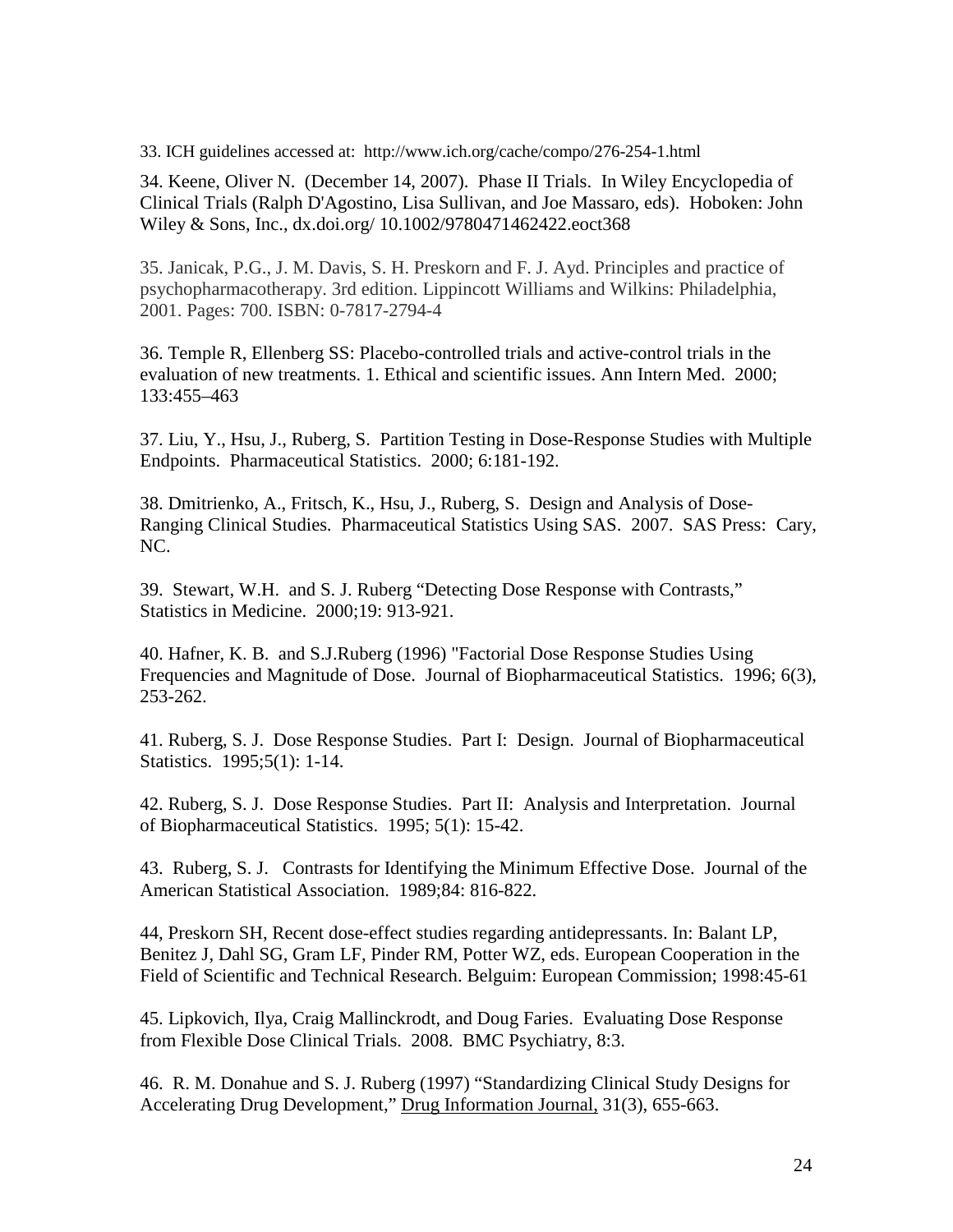33. ICH guidelines accessed at: http://www.ich.org/cache/compo/276-254-1.html

34. Keene, Oliver N. (December 14, 2007). Phase II Trials. In Wiley Encyclopedia of Clinical Trials (Ralph D'Agostino, Lisa Sullivan, and Joe Massaro, eds). Hoboken: John Wiley & Sons, Inc., dx.doi.org/ 10.1002/9780471462422.eoct368

35. Janicak, P.G., J. M. Davis, S. H. Preskorn and F. J. Ayd. Principles and practice of psychopharmacotherapy. 3rd edition. Lippincott Williams and Wilkins: Philadelphia, 2001. Pages: 700. ISBN: 0-7817-2794-4

36. Temple R, Ellenberg SS: Placebo-controlled trials and active-control trials in the evaluation of new treatments. 1. Ethical and scientific issues. Ann Intern Med. 2000; 133:455–463

37. Liu, Y., Hsu, J., Ruberg, S. Partition Testing in Dose-Response Studies with Multiple Endpoints. Pharmaceutical Statistics. 2000; 6:181-192.

38. Dmitrienko, A., Fritsch, K., Hsu, J., Ruberg, S. Design and Analysis of Dose-Ranging Clinical Studies. Pharmaceutical Statistics Using SAS. 2007. SAS Press: Cary, NC.

39. Stewart, W.H. and S. J. Ruberg "Detecting Dose Response with Contrasts," Statistics in Medicine. 2000;19: 913-921.

40. Hafner, K. B. and S.J.Ruberg (1996) "Factorial Dose Response Studies Using Frequencies and Magnitude of Dose. Journal of Biopharmaceutical Statistics. 1996; 6(3), 253-262.

41. Ruberg, S. J. Dose Response Studies. Part I: Design. Journal of Biopharmaceutical Statistics. 1995;5(1): 1-14.

42. Ruberg, S. J. Dose Response Studies. Part II: Analysis and Interpretation. Journal of Biopharmaceutical Statistics. 1995; 5(1): 15-42.

43. Ruberg, S. J. Contrasts for Identifying the Minimum Effective Dose. Journal of the American Statistical Association. 1989;84: 816-822.

44, Preskorn SH, Recent dose-effect studies regarding antidepressants. In: Balant LP, Benitez J, Dahl SG, Gram LF, Pinder RM, Potter WZ, eds. European Cooperation in the Field of Scientific and Technical Research. Belguim: European Commission; 1998:45-61

45. Lipkovich, Ilya, Craig Mallinckrodt, and Doug Faries. Evaluating Dose Response from Flexible Dose Clinical Trials. 2008. BMC Psychiatry, 8:3.

46. R. M. Donahue and S. J. Ruberg (1997) "Standardizing Clinical Study Designs for Accelerating Drug Development," Drug Information Journal, 31(3), 655-663.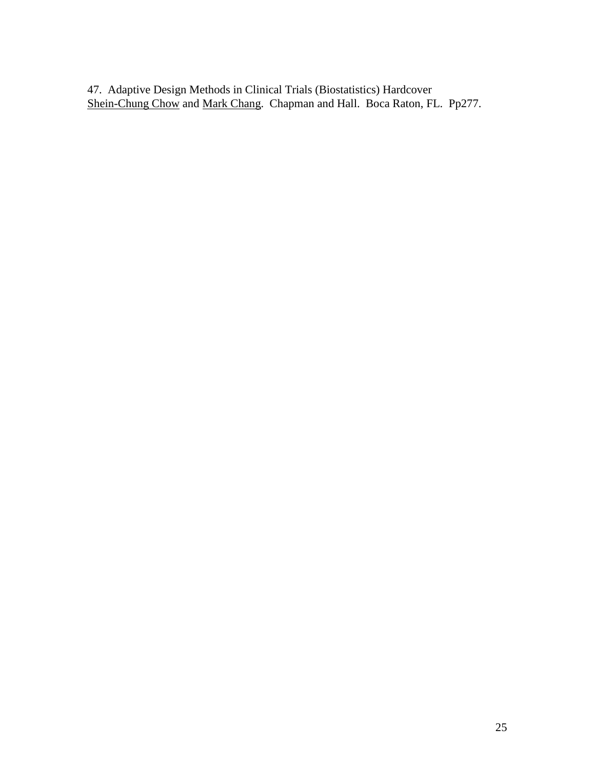47. Adaptive Design Methods in Clinical Trials (Biostatistics) Hardcover
Shein-Chung Chow and Mark Chang. Chapman and Hall. Boca Raton, FL. Pp277.